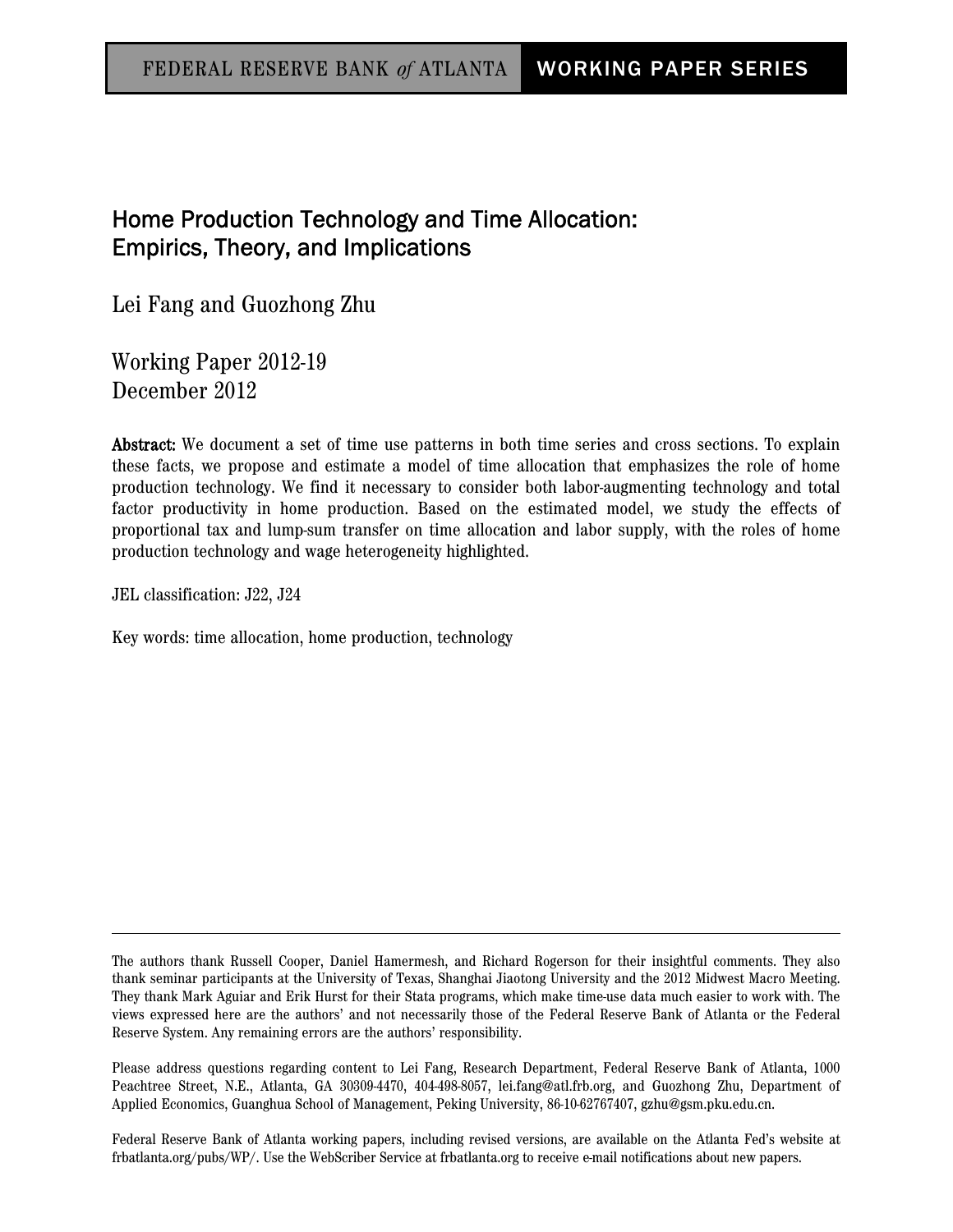FEDERAL RESERVE BANK *of* ATLANTA | WORKING PAPER SERIES

# Home Production Technology and Time Allocation: Empirics, Theory, and Implications

Lei Fang and Guozhong Zhu

Working Paper 2012-19
December 2012

**Abstract:** We document a set of time use patterns in both time series and cross sections. To explain these facts, we propose and estimate a model of time allocation that emphasizes the role of home production technology. We find it necessary to consider both labor-augmenting technology and total factor productivity in home production. Based on the estimated model, we study the effects of proportional tax and lump-sum transfer on time allocation and labor supply, with the roles of home production technology and wage heterogeneity highlighted.

JEL classification: J22, J24

Key words: time allocation, home production, technology

---

The authors thank Russell Cooper, Daniel Hamermesh, and Richard Rogerson for their insightful comments. They also thank seminar participants at the University of Texas, Shanghai Jiaotong University and the 2012 Midwest Macro Meeting. They thank Mark Aguiar and Erik Hurst for their Stata programs, which make time-use data much easier to work with. The views expressed here are the authors' and not necessarily those of the Federal Reserve Bank of Atlanta or the Federal Reserve System. Any remaining errors are the authors' responsibility.

Please address questions regarding content to Lei Fang, Research Department, Federal Reserve Bank of Atlanta, 1000 Peachtree Street, N.E., Atlanta, GA 30309-4470, 404-498-8057, lei.fang@atl.frb.org, and Guozhong Zhu, Department of Applied Economics, Guanghua School of Management, Peking University, 86-10-62767407, gzhu@gsm.pku.edu.cn.

Federal Reserve Bank of Atlanta working papers, including revised versions, are available on the Atlanta Fed's website at frbatlanta.org/pubs/WP/. Use the WebScriber Service at frbatlanta.org to receive e-mail notifications about new papers.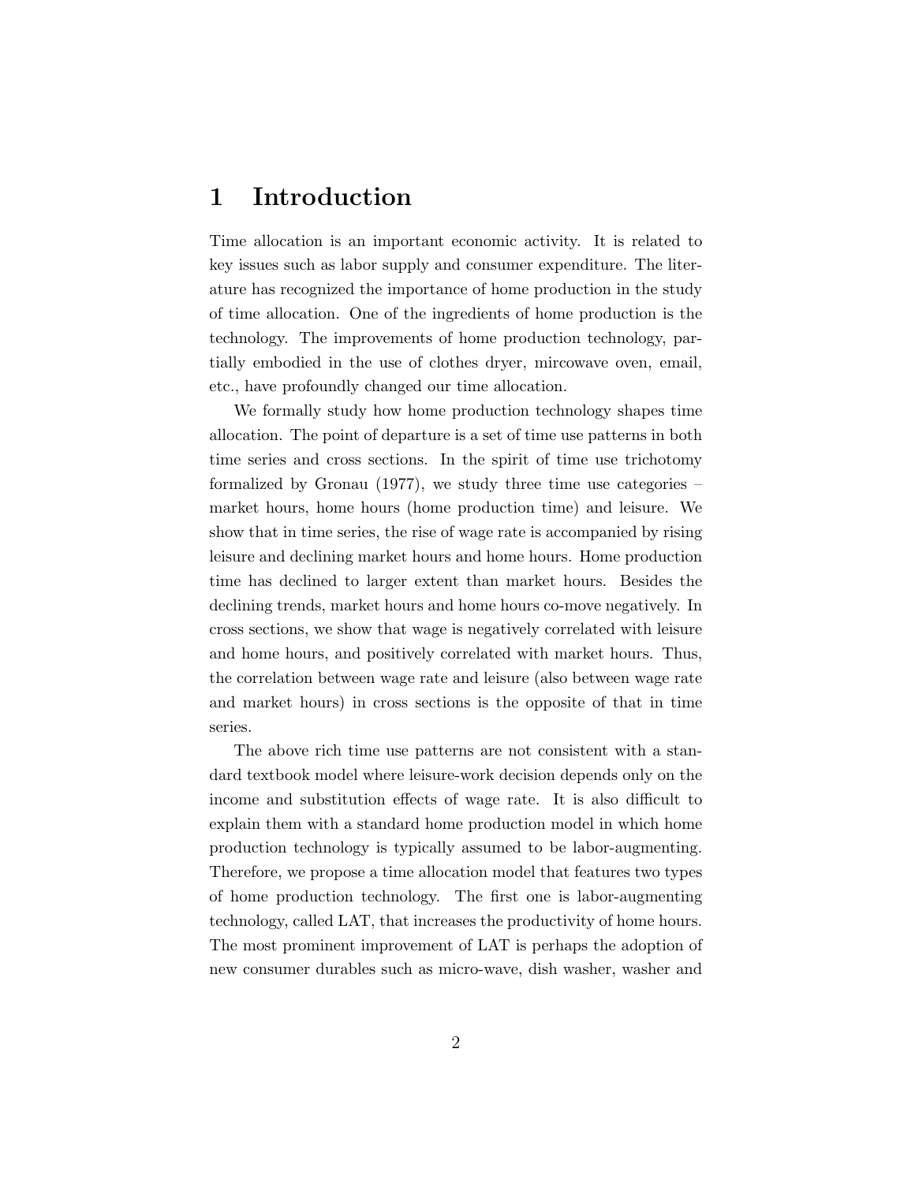# 1 Introduction

Time allocation is an important economic activity. It is related to key issues such as labor supply and consumer expenditure. The literature has recognized the importance of home production in the study of time allocation. One of the ingredients of home production is the technology. The improvements of home production technology, partially embodied in the use of clothes dryer, mircowave oven, email, etc., have profoundly changed our time allocation.

We formally study how home production technology shapes time allocation. The point of departure is a set of time use patterns in both time series and cross sections. In the spirit of time use trichotomy formalized by Gronau (1977), we study three time use categories – market hours, home hours (home production time) and leisure. We show that in time series, the rise of wage rate is accompanied by rising leisure and declining market hours and home hours. Home production time has declined to larger extent than market hours. Besides the declining trends, market hours and home hours co-move negatively. In cross sections, we show that wage is negatively correlated with leisure and home hours, and positively correlated with market hours. Thus, the correlation between wage rate and leisure (also between wage rate and market hours) in cross sections is the opposite of that in time series.

The above rich time use patterns are not consistent with a standard textbook model where leisure-work decision depends only on the income and substitution effects of wage rate. It is also difficult to explain them with a standard home production model in which home production technology is typically assumed to be labor-augmenting. Therefore, we propose a time allocation model that features two types of home production technology. The first one is labor-augmenting technology, called LAT, that increases the productivity of home hours. The most prominent improvement of LAT is perhaps the adoption of new consumer durables such as micro-wave, dish washer, washer and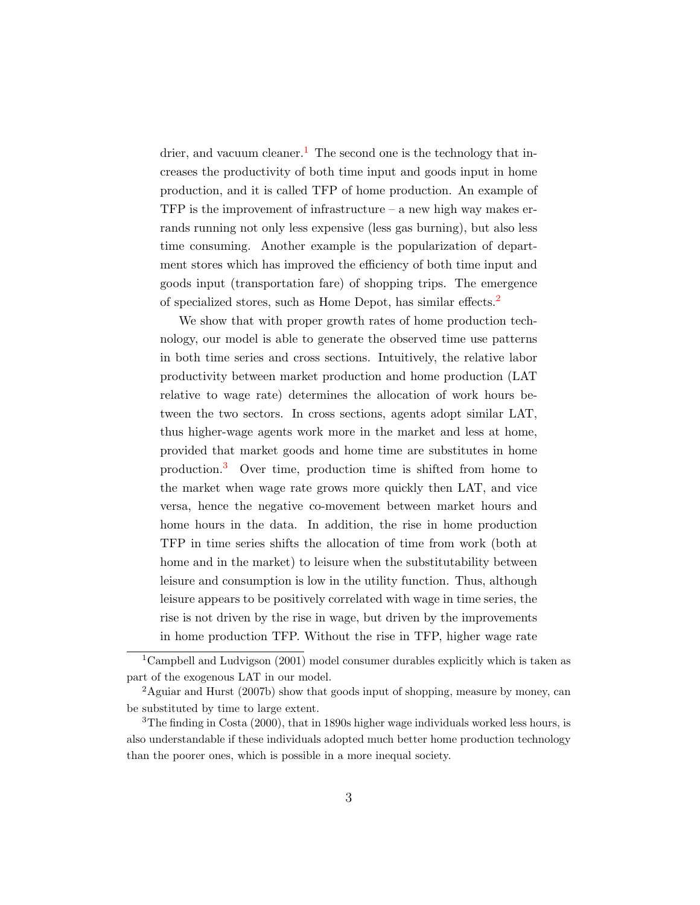drier, and vacuum cleaner.[1] The second one is the technology that increases the productivity of both time input and goods input in home production, and it is called TFP of home production. An example of TFP is the improvement of infrastructure – a new high way makes errands running not only less expensive (less gas burning), but also less time consuming. Another example is the popularization of department stores which has improved the efficiency of both time input and goods input (transportation fare) of shopping trips. The emergence of specialized stores, such as Home Depot, has similar effects.[2]

We show that with proper growth rates of home production technology, our model is able to generate the observed time use patterns in both time series and cross sections. Intuitively, the relative labor productivity between market production and home production (LAT relative to wage rate) determines the allocation of work hours between the two sectors. In cross sections, agents adopt similar LAT, thus higher-wage agents work more in the market and less at home, provided that market goods and home time are substitutes in home production.[3] Over time, production time is shifted from home to the market when wage rate grows more quickly then LAT, and vice versa, hence the negative co-movement between market hours and home hours in the data. In addition, the rise in home production TFP in time series shifts the allocation of time from work (both at home and in the market) to leisure when the substitutability between leisure and consumption is low in the utility function. Thus, although leisure appears to be positively correlated with wage in time series, the rise is not driven by the rise in wage, but driven by the improvements in home production TFP. Without the rise in TFP, higher wage rate

[1] Campbell and Ludvigson (2001) model consumer durables explicitly which is taken as part of the exogenous LAT in our model.

[2] Aguiar and Hurst (2007b) show that goods input of shopping, measure by money, can be substituted by time to large extent.

[3] The finding in Costa (2000), that in 1890s higher wage individuals worked less hours, is also understandable if these individuals adopted much better home production technology than the poorer ones, which is possible in a more inequal society.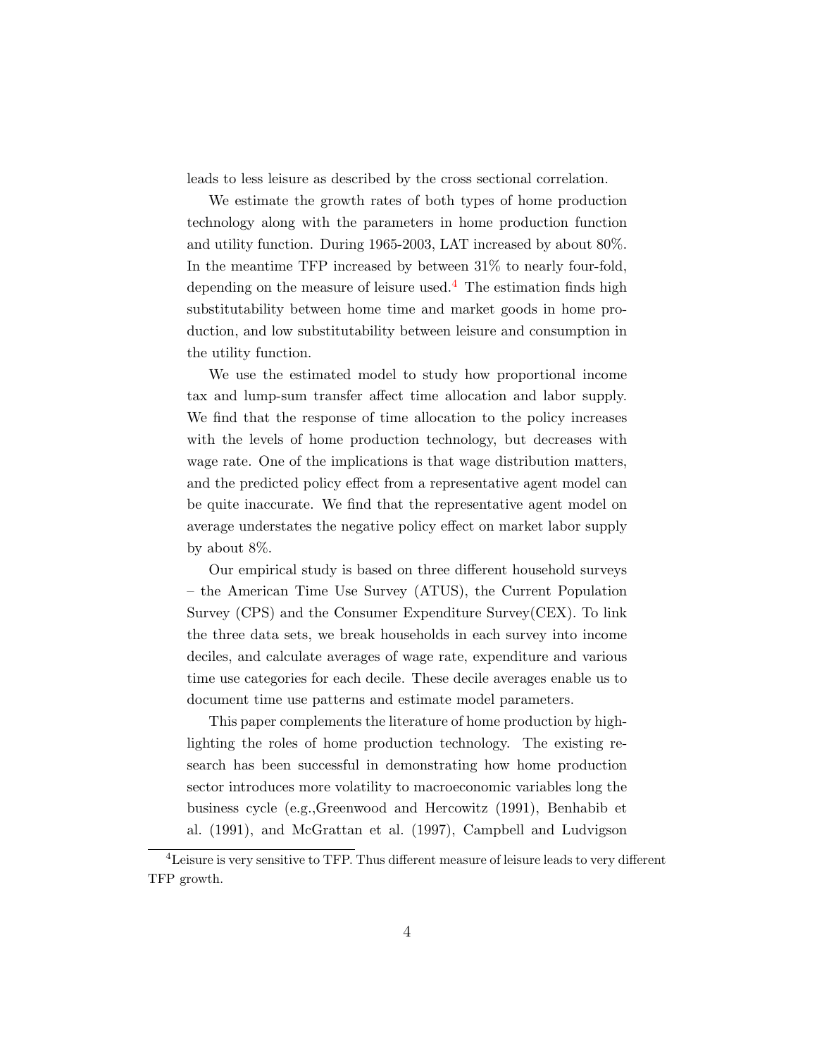leads to less leisure as described by the cross sectional correlation.

We estimate the growth rates of both types of home production technology along with the parameters in home production function and utility function. During 1965-2003, LAT increased by about 80%. In the meantime TFP increased by between 31% to nearly four-fold, depending on the measure of leisure used.[4] The estimation finds high substitutability between home time and market goods in home production, and low substitutability between leisure and consumption in the utility function.

We use the estimated model to study how proportional income tax and lump-sum transfer affect time allocation and labor supply. We find that the response of time allocation to the policy increases with the levels of home production technology, but decreases with wage rate. One of the implications is that wage distribution matters, and the predicted policy effect from a representative agent model can be quite inaccurate. We find that the representative agent model on average understates the negative policy effect on market labor supply by about 8%.

Our empirical study is based on three different household surveys – the American Time Use Survey (ATUS), the Current Population Survey (CPS) and the Consumer Expenditure Survey(CEX). To link the three data sets, we break households in each survey into income deciles, and calculate averages of wage rate, expenditure and various time use categories for each decile. These decile averages enable us to document time use patterns and estimate model parameters.

This paper complements the literature of home production by highlighting the roles of home production technology. The existing research has been successful in demonstrating how home production sector introduces more volatility to macroeconomic variables long the business cycle (e.g.,Greenwood and Hercowitz (1991), Benhabib et al. (1991), and McGrattan et al. (1997), Campbell and Ludvigson

[4] Leisure is very sensitive to TFP. Thus different measure of leisure leads to very different TFP growth.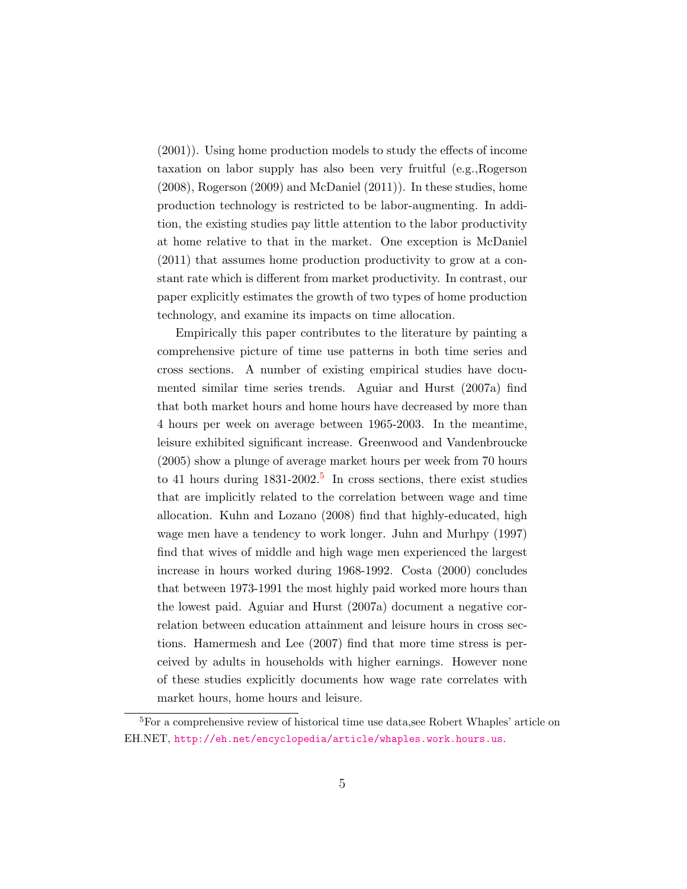(2001)). Using home production models to study the effects of income taxation on labor supply has also been very fruitful (e.g.,Rogerson (2008), Rogerson (2009) and McDaniel (2011)). In these studies, home production technology is restricted to be labor-augmenting. In addition, the existing studies pay little attention to the labor productivity at home relative to that in the market. One exception is McDaniel (2011) that assumes home production productivity to grow at a constant rate which is different from market productivity. In contrast, our paper explicitly estimates the growth of two types of home production technology, and examine its impacts on time allocation.

Empirically this paper contributes to the literature by painting a comprehensive picture of time use patterns in both time series and cross sections. A number of existing empirical studies have documented similar time series trends. Aguiar and Hurst (2007a) find that both market hours and home hours have decreased by more than 4 hours per week on average between 1965-2003. In the meantime, leisure exhibited significant increase. Greenwood and Vandenbroucke (2005) show a plunge of average market hours per week from 70 hours to 41 hours during 1831-2002.[5] In cross sections, there exist studies that are implicitly related to the correlation between wage and time allocation. Kuhn and Lozano (2008) find that highly-educated, high wage men have a tendency to work longer. Juhn and Murhpy (1997) find that wives of middle and high wage men experienced the largest increase in hours worked during 1968-1992. Costa (2000) concludes that between 1973-1991 the most highly paid worked more hours than the lowest paid. Aguiar and Hurst (2007a) document a negative correlation between education attainment and leisure hours in cross sections. Hamermesh and Lee (2007) find that more time stress is perceived by adults in households with higher earnings. However none of these studies explicitly documents how wage rate correlates with market hours, home hours and leisure.

[5] For a comprehensive review of historical time use data,see Robert Whaples' article on EH.NET, http://eh.net/encyclopedia/article/whaples.work.hours.us.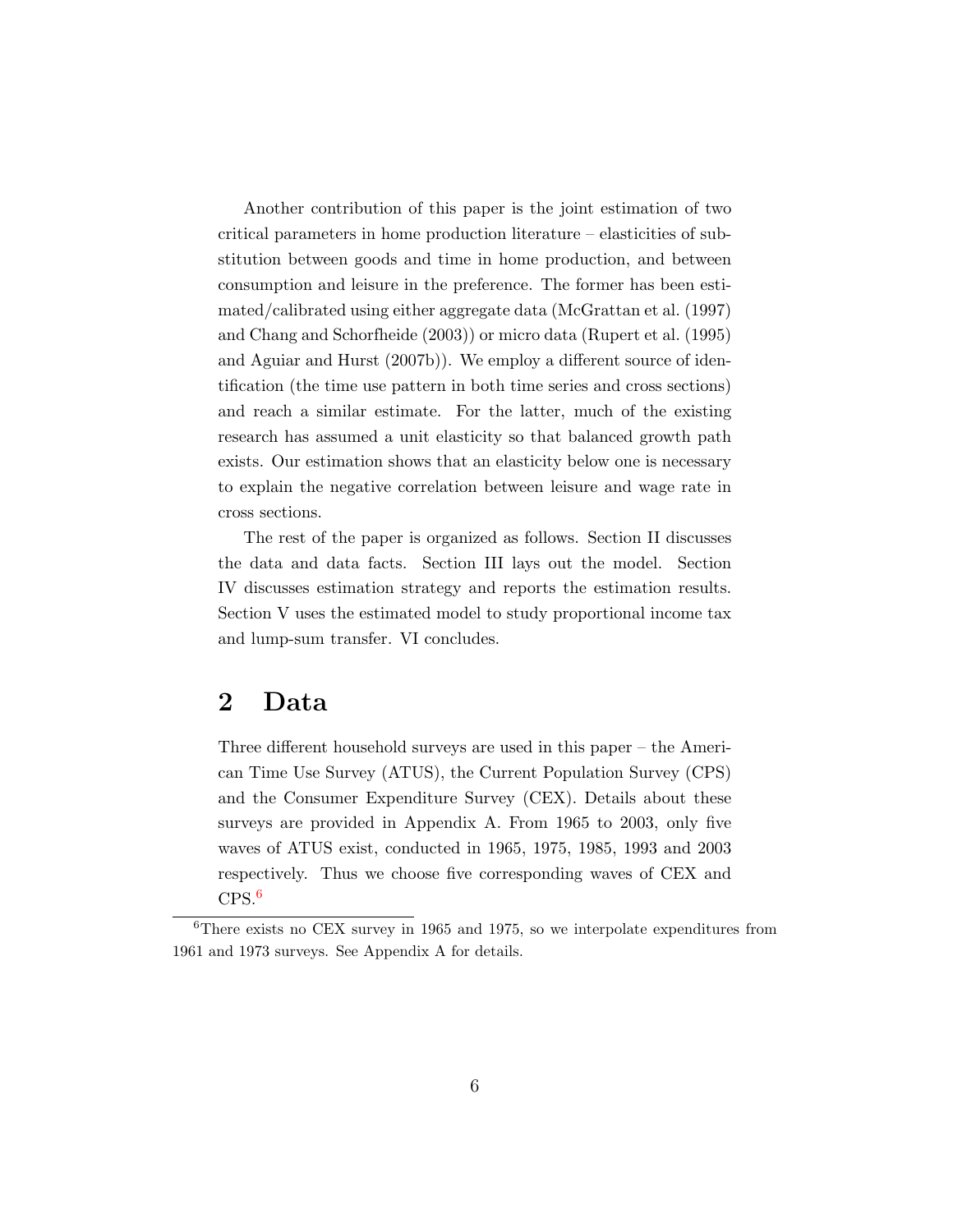Another contribution of this paper is the joint estimation of two critical parameters in home production literature – elasticities of substitution between goods and time in home production, and between consumption and leisure in the preference. The former has been estimated/calibrated using either aggregate data (McGrattan et al. (1997) and Chang and Schorfheide (2003)) or micro data (Rupert et al. (1995) and Aguiar and Hurst (2007b)). We employ a different source of identification (the time use pattern in both time series and cross sections) and reach a similar estimate. For the latter, much of the existing research has assumed a unit elasticity so that balanced growth path exists. Our estimation shows that an elasticity below one is necessary to explain the negative correlation between leisure and wage rate in cross sections.

The rest of the paper is organized as follows. Section II discusses the data and data facts. Section III lays out the model. Section IV discusses estimation strategy and reports the estimation results. Section V uses the estimated model to study proportional income tax and lump-sum transfer. VI concludes.

## 2 Data

Three different household surveys are used in this paper – the American Time Use Survey (ATUS), the Current Population Survey (CPS) and the Consumer Expenditure Survey (CEX). Details about these surveys are provided in Appendix A. From 1965 to 2003, only five waves of ATUS exist, conducted in 1965, 1975, 1985, 1993 and 2003 respectively. Thus we choose five corresponding waves of CEX and CPS.[6]

[6] There exists no CEX survey in 1965 and 1975, so we interpolate expenditures from 1961 and 1973 surveys. See Appendix A for details.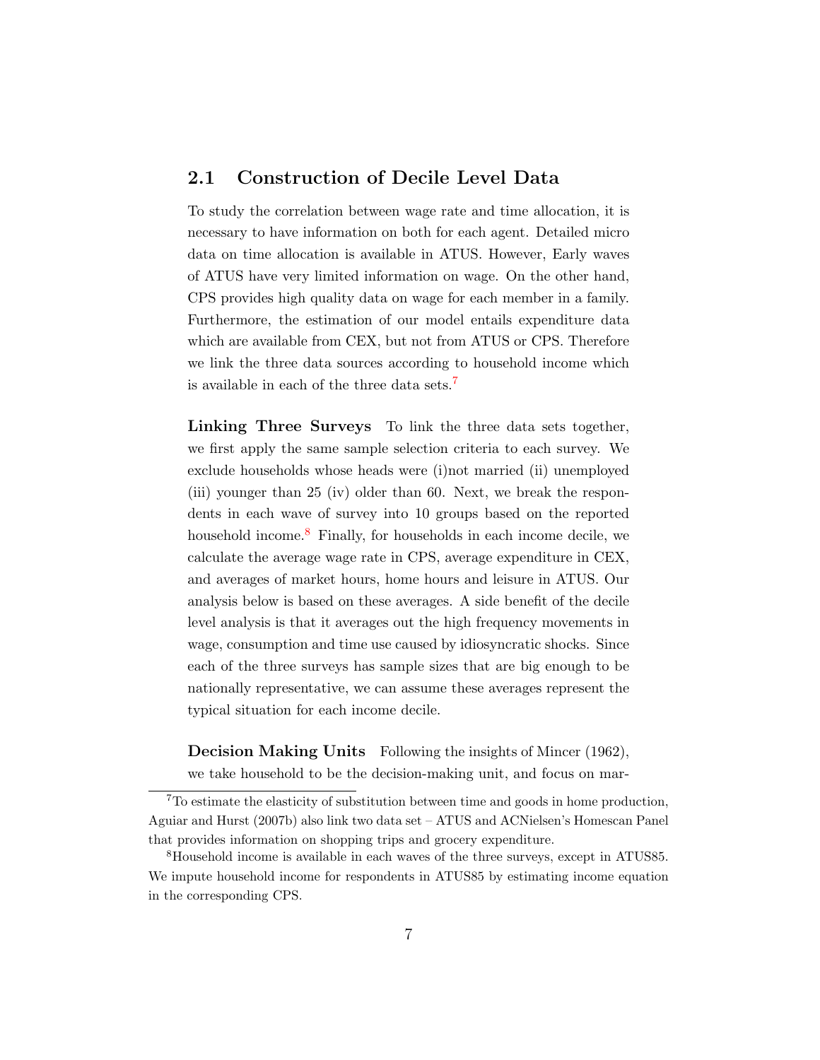## 2.1 Construction of Decile Level Data

To study the correlation between wage rate and time allocation, it is necessary to have information on both for each agent. Detailed micro data on time allocation is available in ATUS. However, Early waves of ATUS have very limited information on wage. On the other hand, CPS provides high quality data on wage for each member in a family. Furthermore, the estimation of our model entails expenditure data which are available from CEX, but not from ATUS or CPS. Therefore we link the three data sources according to household income which is available in each of the three data sets.[7]

**Linking Three Surveys** To link the three data sets together, we first apply the same sample selection criteria to each survey. We exclude households whose heads were (i)not married (ii) unemployed (iii) younger than 25 (iv) older than 60. Next, we break the respondents in each wave of survey into 10 groups based on the reported household income.[8] Finally, for households in each income decile, we calculate the average wage rate in CPS, average expenditure in CEX, and averages of market hours, home hours and leisure in ATUS. Our analysis below is based on these averages. A side benefit of the decile level analysis is that it averages out the high frequency movements in wage, consumption and time use caused by idiosyncratic shocks. Since each of the three surveys has sample sizes that are big enough to be nationally representative, we can assume these averages represent the typical situation for each income decile.

**Decision Making Units** Following the insights of Mincer (1962), we take household to be the decision-making unit, and focus on mar-

---

[7] To estimate the elasticity of substitution between time and goods in home production, Aguiar and Hurst (2007b) also link two data set – ATUS and ACNielsen's Homescan Panel that provides information on shopping trips and grocery expenditure.

[8] Household income is available in each waves of the three surveys, except in ATUS85. We impute household income for respondents in ATUS85 by estimating income equation in the corresponding CPS.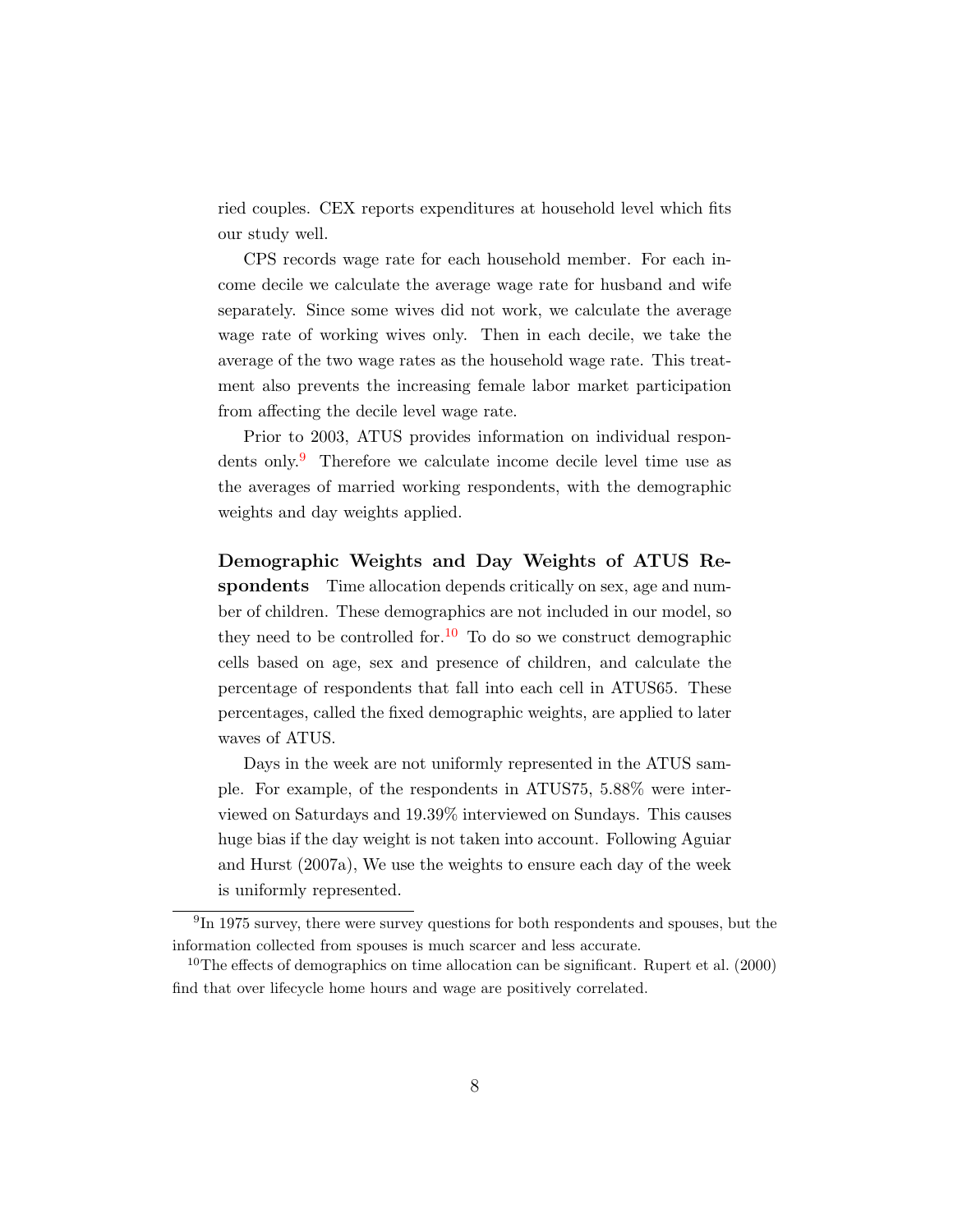ried couples. CEX reports expenditures at household level which fits our study well.

CPS records wage rate for each household member. For each income decile we calculate the average wage rate for husband and wife separately. Since some wives did not work, we calculate the average wage rate of working wives only. Then in each decile, we take the average of the two wage rates as the household wage rate. This treatment also prevents the increasing female labor market participation from affecting the decile level wage rate.

Prior to 2003, ATUS provides information on individual respondents only.[9] Therefore we calculate income decile level time use as the averages of married working respondents, with the demographic weights and day weights applied.

**Demographic Weights and Day Weights of ATUS Respondents** Time allocation depends critically on sex, age and number of children. These demographics are not included in our model, so they need to be controlled for.[10] To do so we construct demographic cells based on age, sex and presence of children, and calculate the percentage of respondents that fall into each cell in ATUS65. These percentages, called the fixed demographic weights, are applied to later waves of ATUS.

Days in the week are not uniformly represented in the ATUS sample. For example, of the respondents in ATUS75, 5.88% were interviewed on Saturdays and 19.39% interviewed on Sundays. This causes huge bias if the day weight is not taken into account. Following Aguiar and Hurst (2007a), We use the weights to ensure each day of the week is uniformly represented.

[9] In 1975 survey, there were survey questions for both respondents and spouses, but the information collected from spouses is much scarcer and less accurate.

[10] The effects of demographics on time allocation can be significant. Rupert et al. (2000) find that over lifecycle home hours and wage are positively correlated.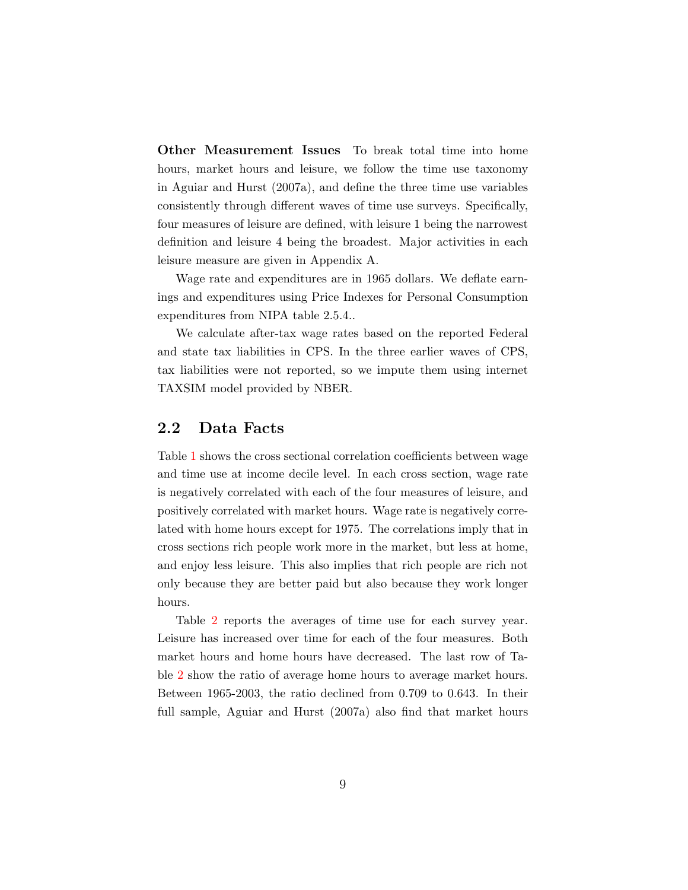**Other Measurement Issues** To break total time into home hours, market hours and leisure, we follow the time use taxonomy in Aguiar and Hurst (2007a), and define the three time use variables consistently through different waves of time use surveys. Specifically, four measures of leisure are defined, with leisure 1 being the narrowest definition and leisure 4 being the broadest. Major activities in each leisure measure are given in Appendix A.

Wage rate and expenditures are in 1965 dollars. We deflate earnings and expenditures using Price Indexes for Personal Consumption expenditures from NIPA table 2.5.4..

We calculate after-tax wage rates based on the reported Federal and state tax liabilities in CPS. In the three earlier waves of CPS, tax liabilities were not reported, so we impute them using internet TAXSIM model provided by NBER.

## 2.2 Data Facts

Table 1 shows the cross sectional correlation coefficients between wage and time use at income decile level. In each cross section, wage rate is negatively correlated with each of the four measures of leisure, and positively correlated with market hours. Wage rate is negatively correlated with home hours except for 1975. The correlations imply that in cross sections rich people work more in the market, but less at home, and enjoy less leisure. This also implies that rich people are rich not only because they are better paid but also because they work longer hours.

Table 2 reports the averages of time use for each survey year. Leisure has increased over time for each of the four measures. Both market hours and home hours have decreased. The last row of Table 2 show the ratio of average home hours to average market hours. Between 1965-2003, the ratio declined from 0.709 to 0.643. In their full sample, Aguiar and Hurst (2007a) also find that market hours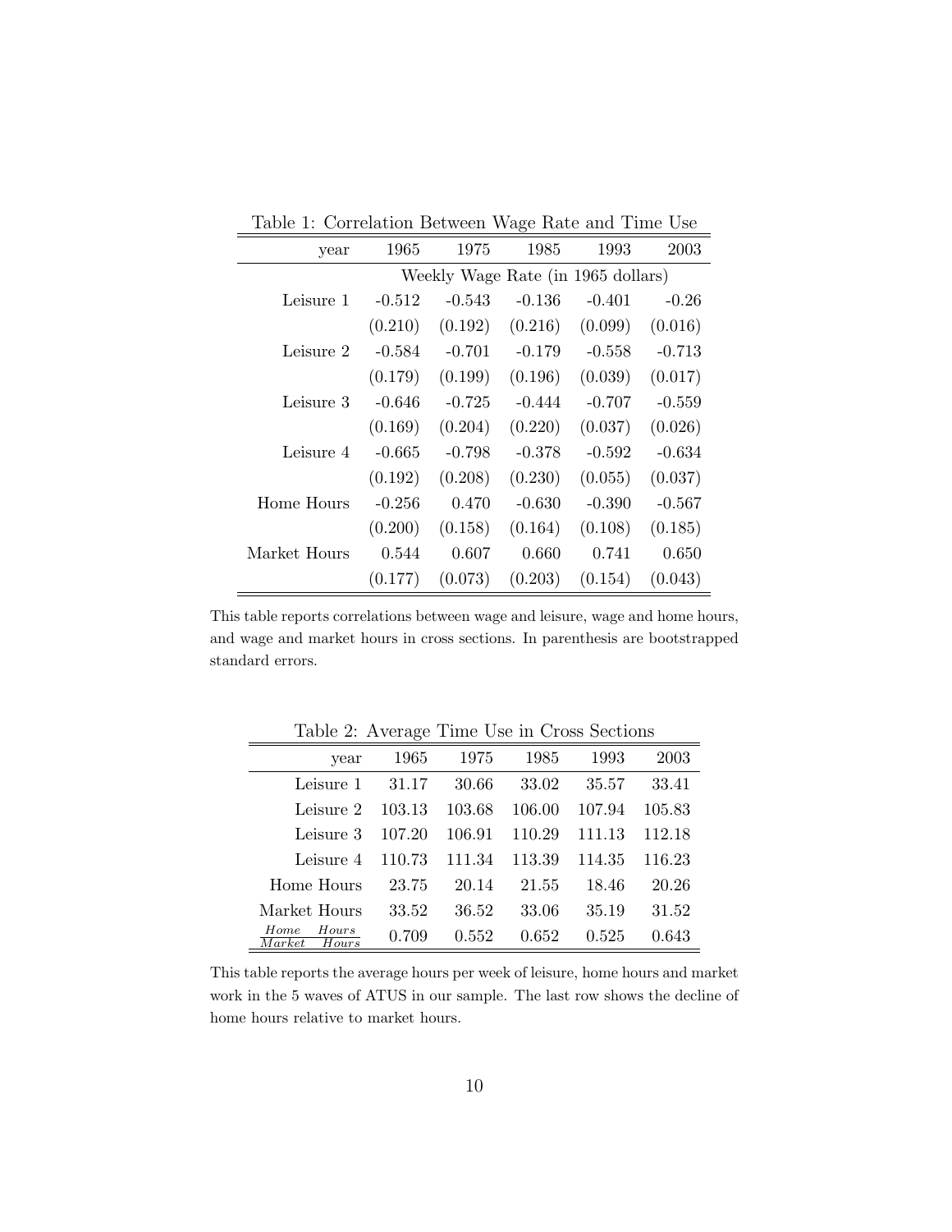Table 1: Correlation Between Wage Rate and Time Use

| year | 1965 | 1975 | 1985 | 1993 | 2003 |
|---|---|---|---|---|---|
| | Weekly Wage Rate (in 1965 dollars) | | | | |
| Leisure 1 | -0.512 | -0.543 | -0.136 | -0.401 | -0.26 |
| | (0.210) | (0.192) | (0.216) | (0.099) | (0.016) |
| Leisure 2 | -0.584 | -0.701 | -0.179 | -0.558 | -0.713 |
| | (0.179) | (0.199) | (0.196) | (0.039) | (0.017) |
| Leisure 3 | -0.646 | -0.725 | -0.444 | -0.707 | -0.559 |
| | (0.169) | (0.204) | (0.220) | (0.037) | (0.026) |
| Leisure 4 | -0.665 | -0.798 | -0.378 | -0.592 | -0.634 |
| | (0.192) | (0.208) | (0.230) | (0.055) | (0.037) |
| Home Hours | -0.256 | 0.470 | -0.630 | -0.390 | -0.567 |
| | (0.200) | (0.158) | (0.164) | (0.108) | (0.185) |
| Market Hours | 0.544 | 0.607 | 0.660 | 0.741 | 0.650 |
| | (0.177) | (0.073) | (0.203) | (0.154) | (0.043) |

This table reports correlations between wage and leisure, wage and home hours, and wage and market hours in cross sections. In parenthesis are bootstrapped standard errors.

Table 2: Average Time Use in Cross Sections

| year | 1965 | 1975 | 1985 | 1993 | 2003 |
|---|---|---|---|---|---|
| Leisure 1 | 31.17 | 30.66 | 33.02 | 35.57 | 33.41 |
| Leisure 2 | 103.13 | 103.68 | 106.00 | 107.94 | 105.83 |
| Leisure 3 | 107.20 | 106.91 | 110.29 | 111.13 | 112.18 |
| Leisure 4 | 110.73 | 111.34 | 113.39 | 114.35 | 116.23 |
| Home Hours | 23.75 | 20.14 | 21.55 | 18.46 | 20.26 |
| Market Hours | 33.52 | 36.52 | 33.06 | 35.19 | 31.52 |
| $\frac{Home \quad Hours}{Market \quad Hours}$ | 0.709 | 0.552 | 0.652 | 0.525 | 0.643 |

This table reports the average hours per week of leisure, home hours and market work in the 5 waves of ATUS in our sample. The last row shows the decline of home hours relative to market hours.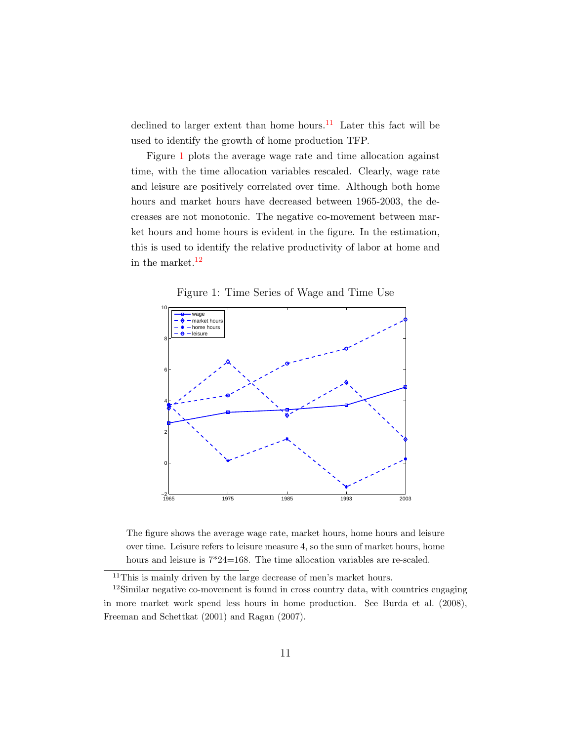declined to larger extent than home hours.[11] Later this fact will be used to identify the growth of home production TFP.

Figure 1 plots the average wage rate and time allocation against time, with the time allocation variables rescaled. Clearly, wage rate and leisure are positively correlated over time. Although both home hours and market hours have decreased between 1965-2003, the decreases are not monotonic. The negative co-movement between market hours and home hours is evident in the figure. In the estimation, this is used to identify the relative productivity of labor at home and in the market.[12]

Figure 1: Time Series of Wage and Time Use

The figure shows the average wage rate, market hours, home hours and leisure over time. Leisure refers to leisure measure 4, so the sum of market hours, home hours and leisure is 7*24=168. The time allocation variables are re-scaled.

[11] This is mainly driven by the large decrease of men's market hours.

[12] Similar negative co-movement is found in cross country data, with countries engaging in more market work spend less hours in home production. See Burda et al. (2008), Freeman and Schettkat (2001) and Ragan (2007).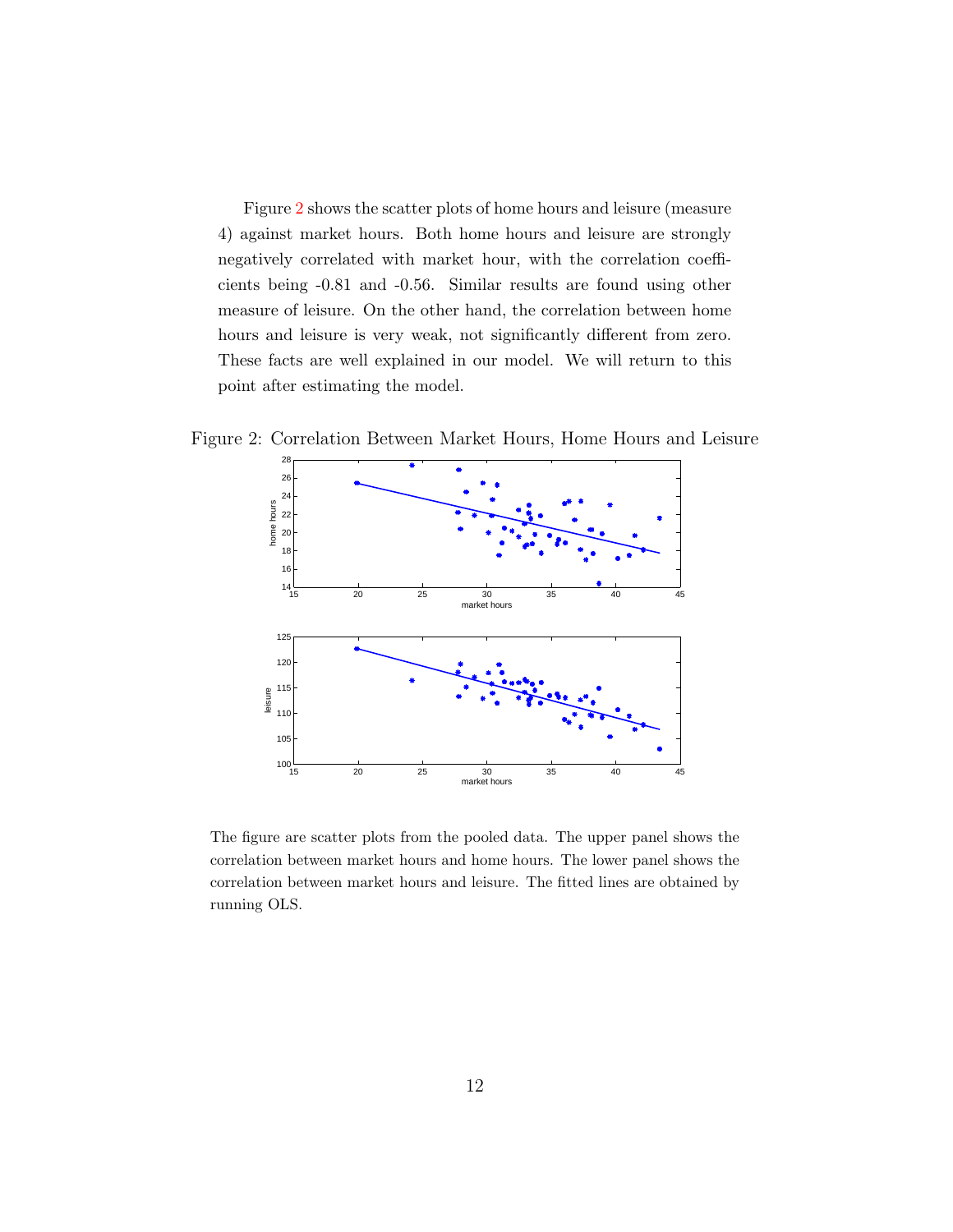Figure 2 shows the scatter plots of home hours and leisure (measure 4) against market hours. Both home hours and leisure are strongly negatively correlated with market hour, with the correlation coefficients being -0.81 and -0.56. Similar results are found using other measure of leisure. On the other hand, the correlation between home hours and leisure is very weak, not significantly different from zero. These facts are well explained in our model. We will return to this point after estimating the model.

Figure 2: Correlation Between Market Hours, Home Hours and Leisure

The figure are scatter plots from the pooled data. The upper panel shows the correlation between market hours and home hours. The lower panel shows the correlation between market hours and leisure. The fitted lines are obtained by running OLS.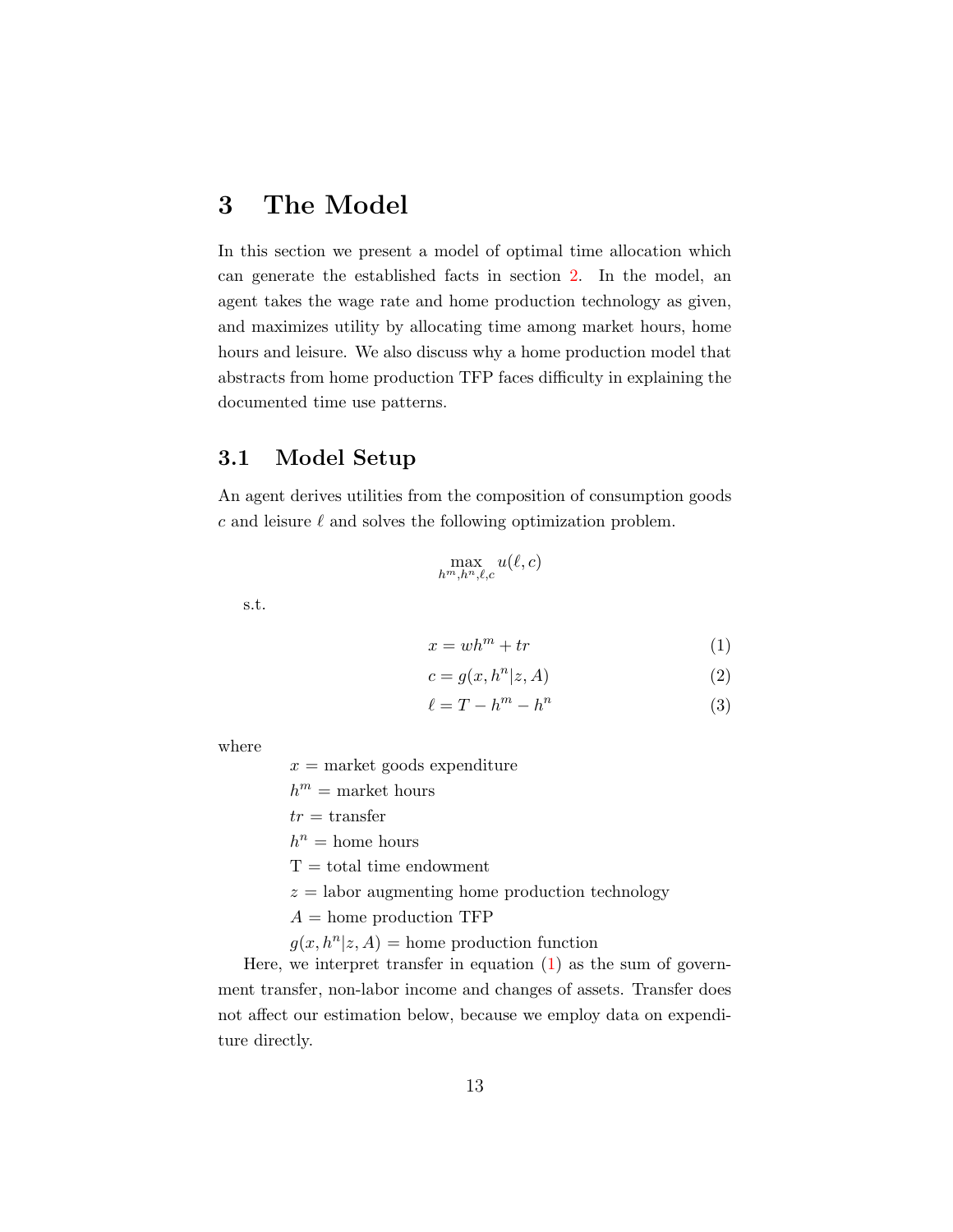# 3 The Model

In this section we present a model of optimal time allocation which can generate the established facts in section 2. In the model, an agent takes the wage rate and home production technology as given, and maximizes utility by allocating time among market hours, home hours and leisure. We also discuss why a home production model that abstracts from home production TFP faces difficulty in explaining the documented time use patterns.

## 3.1 Model Setup

An agent derives utilities from the composition of consumption goods $c$ and leisure $\ell$ and solves the following optimization problem.

$$\max_{h^m, h^n, \ell, c} u(\ell, c)$$

s.t.

$$x = wh^m + tr \tag{1}$$

$$c = g(x, h^n | z, A) \tag{2}$$

$$\ell = T - h^m - h^n \tag{3}$$

where

$x$ = market goods expenditure

$h^m$ = market hours

$tr$ = transfer

$h^n$ = home hours

T = total time endowment

$z$ = labor augmenting home production technology

$A$ = home production TFP

$g(x, h^n | z, A)$ = home production function

Here, we interpret transfer in equation (1) as the sum of government transfer, non-labor income and changes of assets. Transfer does not affect our estimation below, because we employ data on expenditure directly.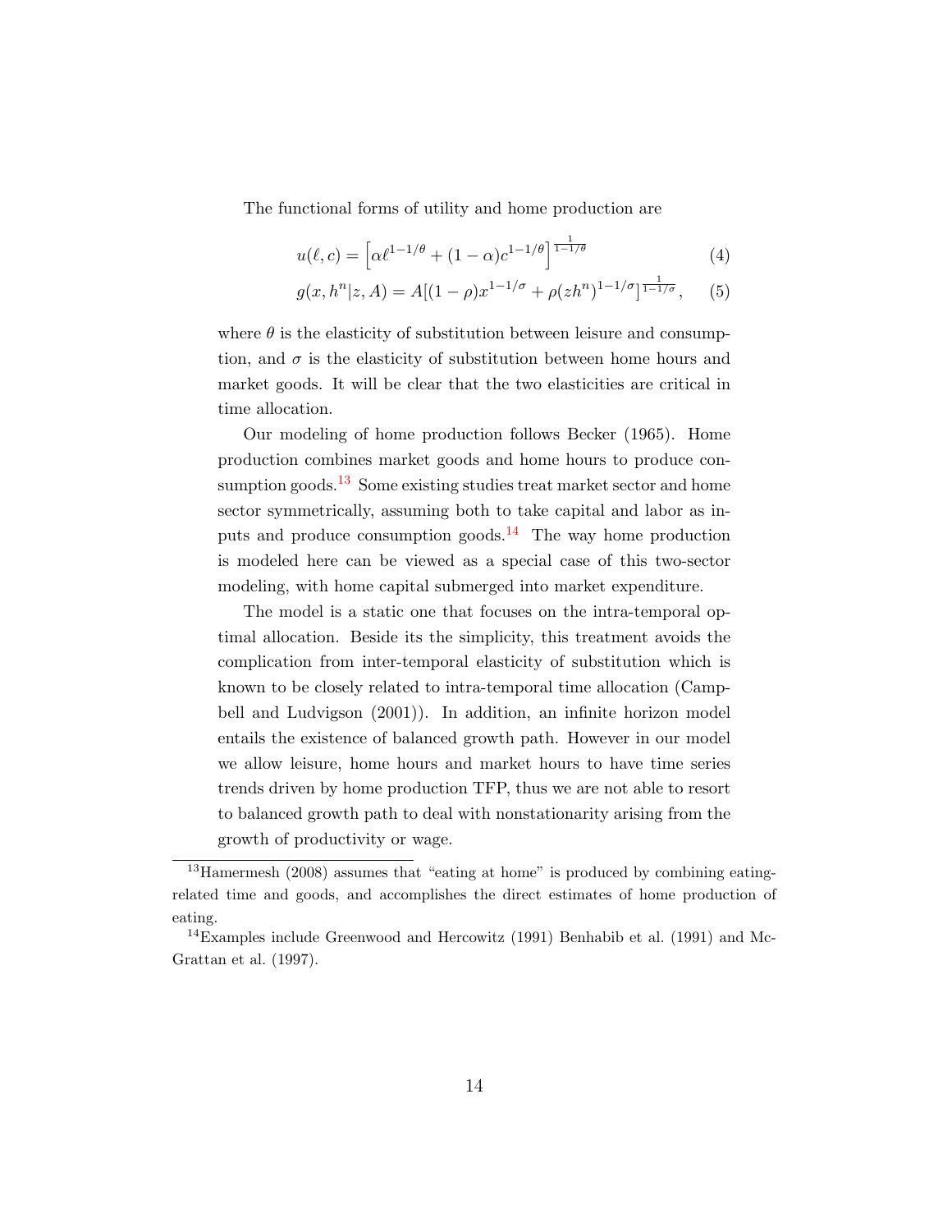The functional forms of utility and home production are

$$u(\ell, c) = \left[\alpha \ell^{1-1/\theta} + (1-\alpha) c^{1-1/\theta}\right]^{\frac{1}{1-1/\theta}} \tag{4}$$

$$g(x, h^n | z, A) = A[(1-\rho) x^{1-1/\sigma} + \rho (z h^n)^{1-1/\sigma}]^{\frac{1}{1-1/\sigma}}, \tag{5}$$

where $\theta$ is the elasticity of substitution between leisure and consumption, and $\sigma$ is the elasticity of substitution between home hours and market goods. It will be clear that the two elasticities are critical in time allocation.

Our modeling of home production follows Becker (1965). Home production combines market goods and home hours to produce consumption goods.[13] Some existing studies treat market sector and home sector symmetrically, assuming both to take capital and labor as inputs and produce consumption goods.[14] The way home production is modeled here can be viewed as a special case of this two-sector modeling, with home capital submerged into market expenditure.

The model is a static one that focuses on the intra-temporal optimal allocation. Beside its the simplicity, this treatment avoids the complication from inter-temporal elasticity of substitution which is known to be closely related to intra-temporal time allocation (Campbell and Ludvigson (2001)). In addition, an infinite horizon model entails the existence of balanced growth path. However in our model we allow leisure, home hours and market hours to have time series trends driven by home production TFP, thus we are not able to resort to balanced growth path to deal with nonstationarity arising from the growth of productivity or wage.

[13] Hamermesh (2008) assumes that "eating at home" is produced by combining eating-related time and goods, and accomplishes the direct estimates of home production of eating.

[14] Examples include Greenwood and Hercowitz (1991) Benhabib et al. (1991) and McGrattan et al. (1997).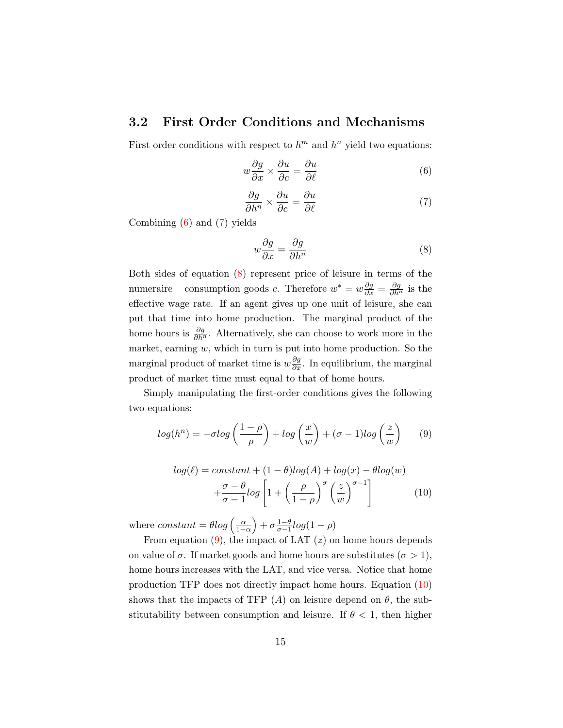## 3.2 First Order Conditions and Mechanisms

First order conditions with respect to $h^m$ and $h^n$ yield two equations:

$$w\frac{\partial g}{\partial x} \times \frac{\partial u}{\partial c} = \frac{\partial u}{\partial \ell} \tag{6}$$

$$\frac{\partial g}{\partial h^n} \times \frac{\partial u}{\partial c} = \frac{\partial u}{\partial \ell} \tag{7}$$

Combining (6) and (7) yields

$$w\frac{\partial g}{\partial x} = \frac{\partial g}{\partial h^n} \tag{8}$$

Both sides of equation (8) represent price of leisure in terms of the numeraire – consumption goods $c$. Therefore $w^* = w\frac{\partial g}{\partial x} = \frac{\partial g}{\partial h^n}$ is the effective wage rate. If an agent gives up one unit of leisure, she can put that time into home production. The marginal product of the home hours is $\frac{\partial g}{\partial h^n}$. Alternatively, she can choose to work more in the market, earning $w$, which in turn is put into home production. So the marginal product of market time is $w\frac{\partial g}{\partial x}$. In equilibrium, the marginal product of market time must equal to that of home hours.

Simply manipulating the first-order conditions gives the following two equations:

$$log(h^n) = -\sigma log\left(\frac{1-\rho}{\rho}\right) + log\left(\frac{x}{w}\right) + (\sigma - 1)log\left(\frac{z}{w}\right) \tag{9}$$

$$\begin{aligned} log(\ell) = constant + (1-\theta)log(A) + log(x) - \theta log(w) \\ + \frac{\sigma - \theta}{\sigma - 1} log\left[1 + \left(\frac{\rho}{1-\rho}\right)^{\sigma}\left(\frac{z}{w}\right)^{\sigma - 1}\right] \end{aligned} \tag{10}$$

where $constant = \theta log\left(\frac{\alpha}{1-\alpha}\right) + \sigma\frac{1-\theta}{\sigma-1}log(1-\rho)$

From equation (9), the impact of LAT ($z$) on home hours depends on value of $\sigma$. If market goods and home hours are substitutes ($\sigma > 1$), home hours increases with the LAT, and vice versa. Notice that home production TFP does not directly impact home hours. Equation (10) shows that the impacts of TFP ($A$) on leisure depend on $\theta$, the substitutability between consumption and leisure. If $\theta < 1$, then higher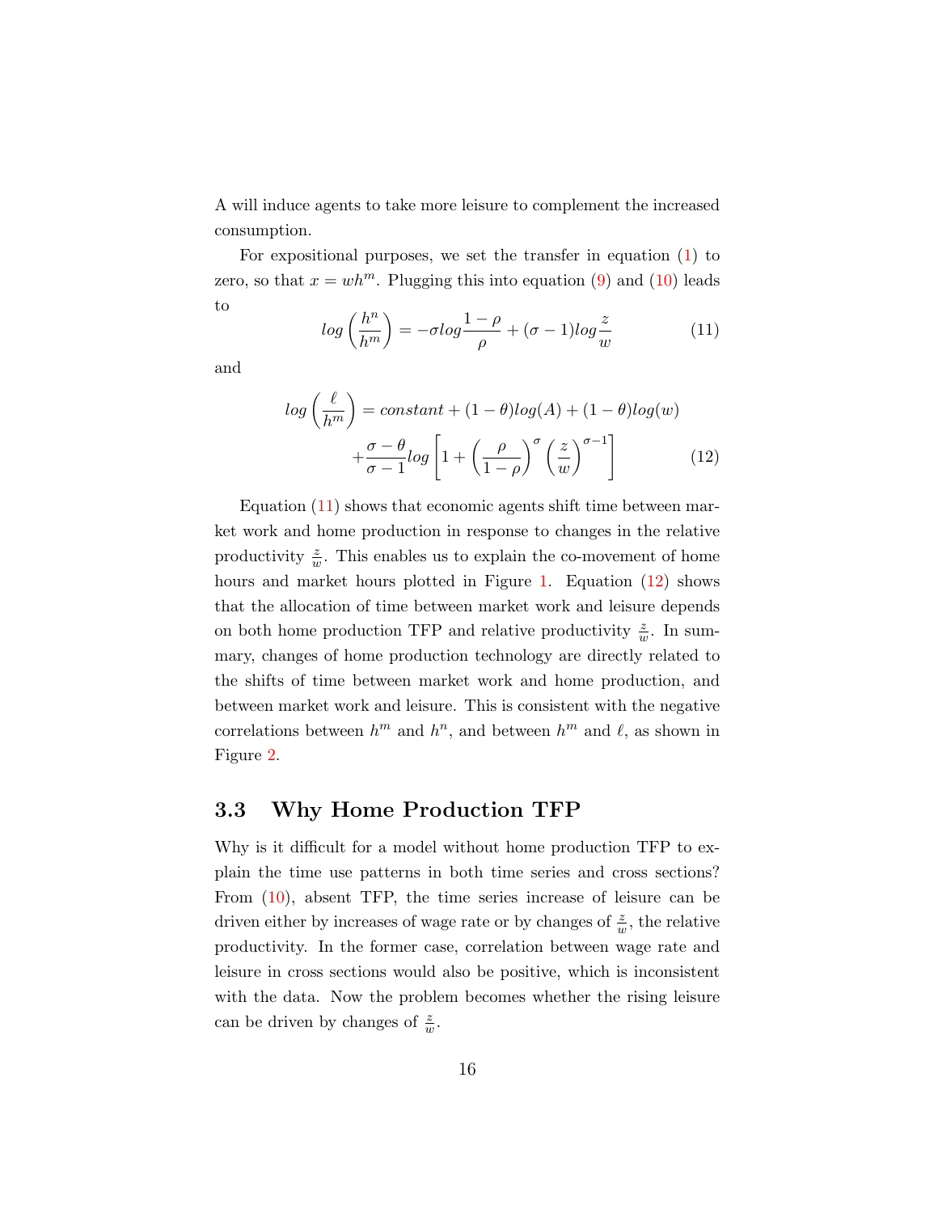A will induce agents to take more leisure to complement the increased consumption.

For expositional purposes, we set the transfer in equation (1) to zero, so that $x = wh^m$. Plugging this into equation (9) and (10) leads to

$$log\left(\frac{h^n}{h^m}\right) = -\sigma log\frac{1-\rho}{\rho} + (\sigma - 1)log\frac{z}{w} \tag{11}$$

and

$$\begin{aligned} log\left(\frac{\ell}{h^m}\right) &= constant + (1-\theta)log(A) + (1-\theta)log(w) \\ &+ \frac{\sigma - \theta}{\sigma - 1}log\left[1 + \left(\frac{\rho}{1-\rho}\right)^{\sigma}\left(\frac{z}{w}\right)^{\sigma - 1}\right] \end{aligned} \tag{12}$$

Equation (11) shows that economic agents shift time between market work and home production in response to changes in the relative productivity $\frac{z}{w}$. This enables us to explain the co-movement of home hours and market hours plotted in Figure 1. Equation (12) shows that the allocation of time between market work and leisure depends on both home production TFP and relative productivity $\frac{z}{w}$. In summary, changes of home production technology are directly related to the shifts of time between market work and home production, and between market work and leisure. This is consistent with the negative correlations between $h^m$ and $h^n$, and between $h^m$ and $\ell$, as shown in Figure 2.

### 3.3 Why Home Production TFP

Why is it difficult for a model without home production TFP to explain the time use patterns in both time series and cross sections? From (10), absent TFP, the time series increase of leisure can be driven either by increases of wage rate or by changes of $\frac{z}{w}$, the relative productivity. In the former case, correlation between wage rate and leisure in cross sections would also be positive, which is inconsistent with the data. Now the problem becomes whether the rising leisure can be driven by changes of $\frac{z}{w}$.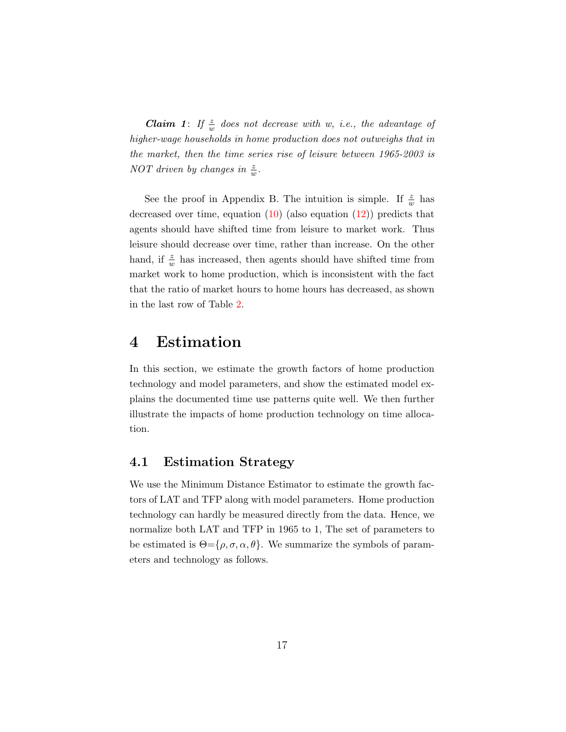***Claim 1***: *If $\frac{z}{w}$ does not decrease with $w$, i.e., the advantage of higher-wage households in home production does not outweighs that in the market, then the time series rise of leisure between 1965-2003 is NOT driven by changes in $\frac{z}{w}$.*

See the proof in Appendix B. The intuition is simple. If $\frac{z}{w}$ has decreased over time, equation (10) (also equation (12)) predicts that agents should have shifted time from leisure to market work. Thus leisure should decrease over time, rather than increase. On the other hand, if $\frac{z}{w}$ has increased, then agents should have shifted time from market work to home production, which is inconsistent with the fact that the ratio of market hours to home hours has decreased, as shown in the last row of Table 2.

# 4 Estimation

In this section, we estimate the growth factors of home production technology and model parameters, and show the estimated model explains the documented time use patterns quite well. We then further illustrate the impacts of home production technology on time allocation.

## 4.1 Estimation Strategy

We use the Minimum Distance Estimator to estimate the growth factors of LAT and TFP along with model parameters. Home production technology can hardly be measured directly from the data. Hence, we normalize both LAT and TFP in 1965 to 1, The set of parameters to be estimated is $\Theta$=$\{\rho, \sigma, \alpha, \theta\}$. We summarize the symbols of parameters and technology as follows.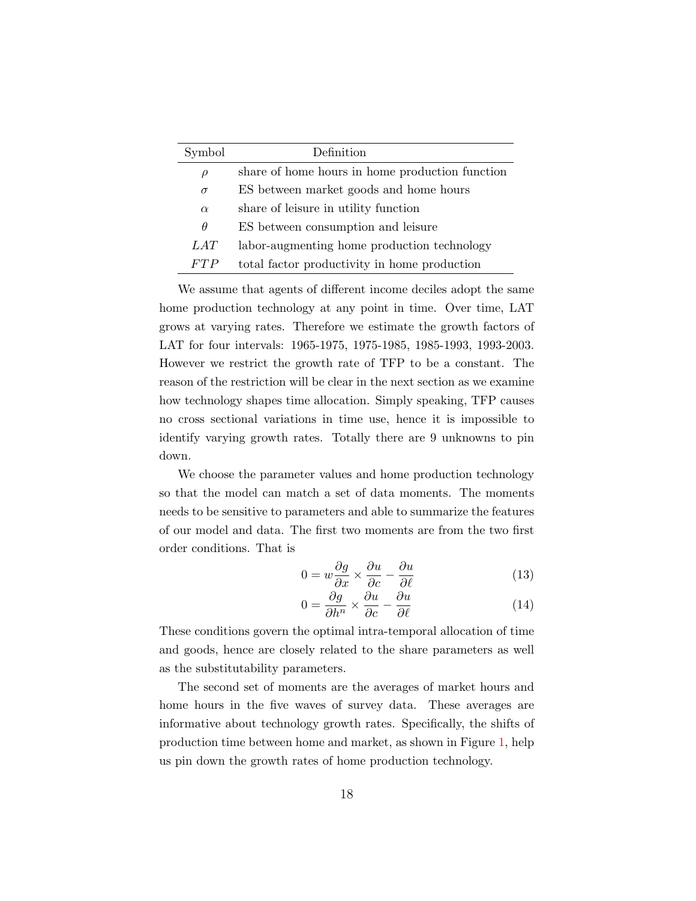| Symbol | Definition |
|---|---|
| $\rho$ | share of home hours in home production function |
| $\sigma$ | ES between market goods and home hours |
| $\alpha$ | share of leisure in utility function |
| $\theta$ | ES between consumption and leisure |
| $LAT$ | labor-augmenting home production technology |
| $FTP$ | total factor productivity in home production |

We assume that agents of different income deciles adopt the same home production technology at any point in time. Over time, LAT grows at varying rates. Therefore we estimate the growth factors of LAT for four intervals: 1965-1975, 1975-1985, 1985-1993, 1993-2003. However we restrict the growth rate of TFP to be a constant. The reason of the restriction will be clear in the next section as we examine how technology shapes time allocation. Simply speaking, TFP causes no cross sectional variations in time use, hence it is impossible to identify varying growth rates. Totally there are 9 unknowns to pin down.

We choose the parameter values and home production technology so that the model can match a set of data moments. The moments needs to be sensitive to parameters and able to summarize the features of our model and data. The first two moments are from the two first order conditions. That is

$$0 = w \frac{\partial g}{\partial x} \times \frac{\partial u}{\partial c} - \frac{\partial u}{\partial \ell} \tag{13}$$

$$0 = \frac{\partial g}{\partial h^n} \times \frac{\partial u}{\partial c} - \frac{\partial u}{\partial \ell} \tag{14}$$

These conditions govern the optimal intra-temporal allocation of time and goods, hence are closely related to the share parameters as well as the substitutability parameters.

The second set of moments are the averages of market hours and home hours in the five waves of survey data. These averages are informative about technology growth rates. Specifically, the shifts of production time between home and market, as shown in Figure 1, help us pin down the growth rates of home production technology.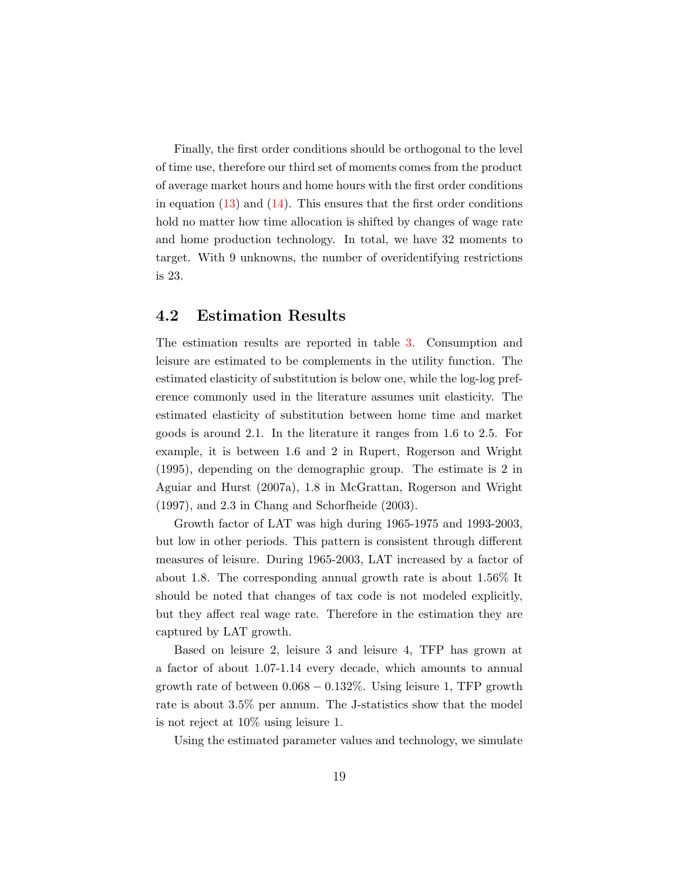Finally, the first order conditions should be orthogonal to the level of time use, therefore our third set of moments comes from the product of average market hours and home hours with the first order conditions in equation (13) and (14). This ensures that the first order conditions hold no matter how time allocation is shifted by changes of wage rate and home production technology. In total, we have 32 moments to target. With 9 unknowns, the number of overidentifying restrictions is 23.

## 4.2 Estimation Results

The estimation results are reported in table 3. Consumption and leisure are estimated to be complements in the utility function. The estimated elasticity of substitution is below one, while the log-log preference commonly used in the literature assumes unit elasticity. The estimated elasticity of substitution between home time and market goods is around 2.1. In the literature it ranges from 1.6 to 2.5. For example, it is between 1.6 and 2 in Rupert, Rogerson and Wright (1995), depending on the demographic group. The estimate is 2 in Aguiar and Hurst (2007a), 1.8 in McGrattan, Rogerson and Wright (1997), and 2.3 in Chang and Schorfheide (2003).

Growth factor of LAT was high during 1965-1975 and 1993-2003, but low in other periods. This pattern is consistent through different measures of leisure. During 1965-2003, LAT increased by a factor of about 1.8. The corresponding annual growth rate is about 1.56% It should be noted that changes of tax code is not modeled explicitly, but they affect real wage rate. Therefore in the estimation they are captured by LAT growth.

Based on leisure 2, leisure 3 and leisure 4, TFP has grown at a factor of about 1.07-1.14 every decade, which amounts to annual growth rate of between $0.068 - 0.132\%$. Using leisure 1, TFP growth rate is about 3.5% per annum. The J-statistics show that the model is not reject at 10% using leisure 1.

Using the estimated parameter values and technology, we simulate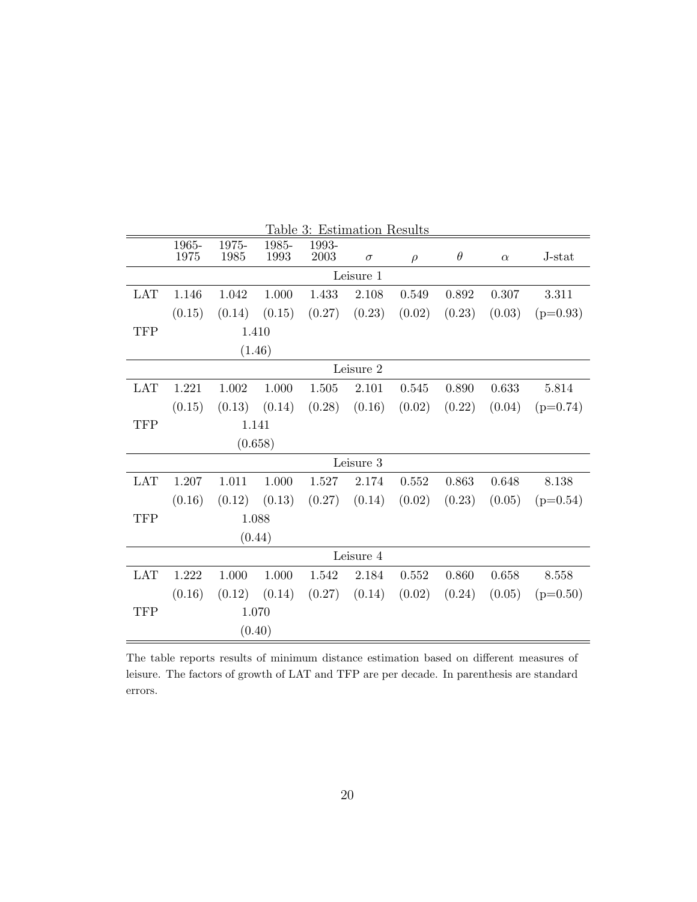Table 3: Estimation Results

| | 1965-1975 | 1975-1985 | 1985-1993 | 1993-2003 | $\sigma$ | $\rho$ | $\theta$ | $\alpha$ | J-stat |
|---|---|---|---|---|---|---|---|---|---|
| | | | | | Leisure 1 | | | | |
| LAT | 1.146 | 1.042 | 1.000 | 1.433 | 2.108 | 0.549 | 0.892 | 0.307 | 3.311 |
| | (0.15) | (0.14) | (0.15) | (0.27) | (0.23) | (0.02) | (0.23) | (0.03) | (p=0.93) |
| TFP | | | 1.410 | | | | | | |
| | | | (1.46) | | | | | | |
| | | | | | Leisure 2 | | | | |
| LAT | 1.221 | 1.002 | 1.000 | 1.505 | 2.101 | 0.545 | 0.890 | 0.633 | 5.814 |
| | (0.15) | (0.13) | (0.14) | (0.28) | (0.16) | (0.02) | (0.22) | (0.04) | (p=0.74) |
| TFP | | | 1.141 | | | | | | |
| | | | (0.658) | | | | | | |
| | | | | | Leisure 3 | | | | |
| LAT | 1.207 | 1.011 | 1.000 | 1.527 | 2.174 | 0.552 | 0.863 | 0.648 | 8.138 |
| | (0.16) | (0.12) | (0.13) | (0.27) | (0.14) | (0.02) | (0.23) | (0.05) | (p=0.54) |
| TFP | | | 1.088 | | | | | | |
| | | | (0.44) | | | | | | |
| | | | | | Leisure 4 | | | | |
| LAT | 1.222 | 1.000 | 1.000 | 1.542 | 2.184 | 0.552 | 0.860 | 0.658 | 8.558 |
| | (0.16) | (0.12) | (0.14) | (0.27) | (0.14) | (0.02) | (0.24) | (0.05) | (p=0.50) |
| TFP | | | 1.070 | | | | | | |
| | | | (0.40) | | | | | | |

The table reports results of minimum distance estimation based on different measures of leisure. The factors of growth of LAT and TFP are per decade. In parenthesis are standard errors.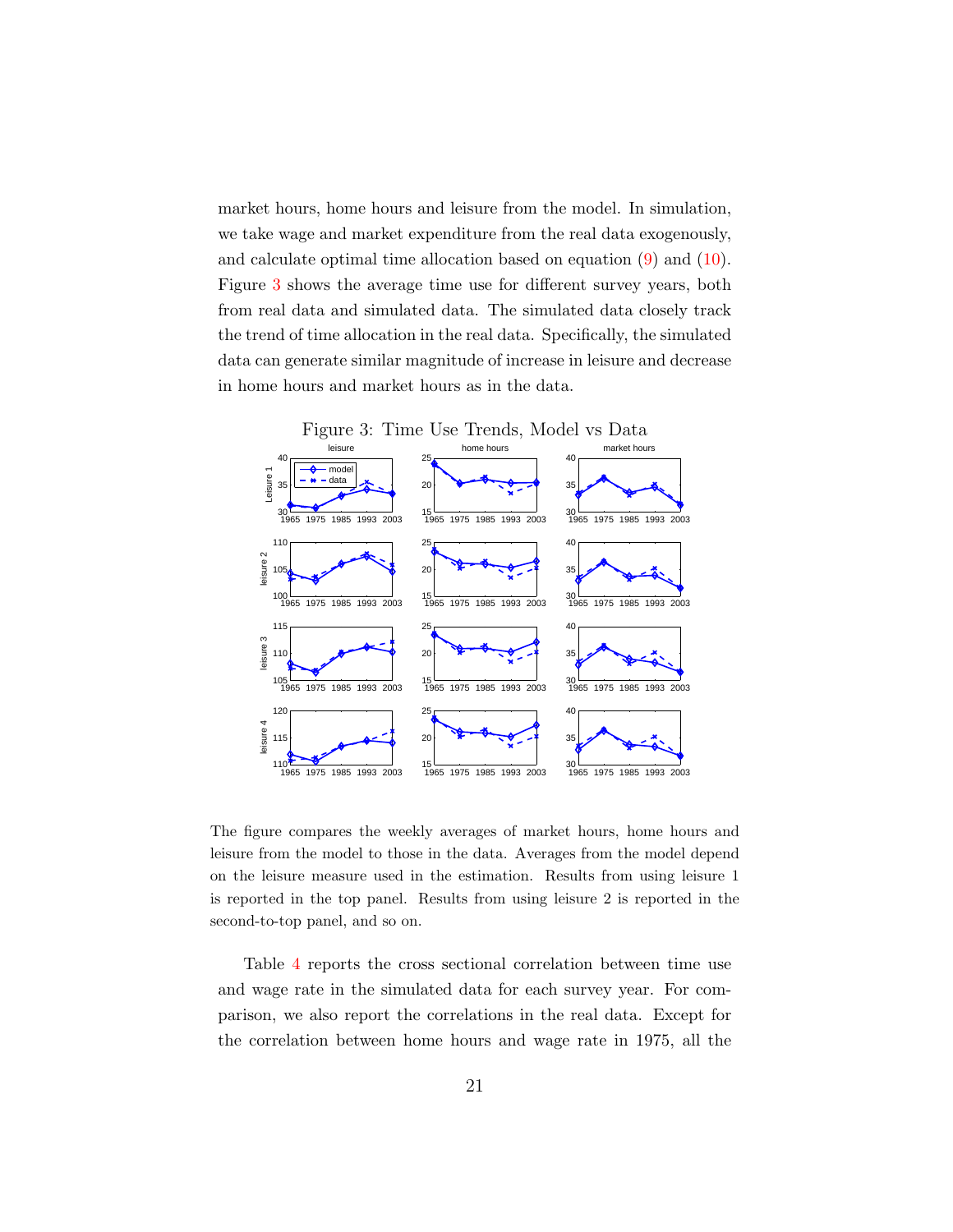market hours, home hours and leisure from the model. In simulation, we take wage and market expenditure from the real data exogenously, and calculate optimal time allocation based on equation (9) and (10). Figure 3 shows the average time use for different survey years, both from real data and simulated data. The simulated data closely track the trend of time allocation in the real data. Specifically, the simulated data can generate similar magnitude of increase in leisure and decrease in home hours and market hours as in the data.

Figure 3: Time Use Trends, Model vs Data

The figure compares the weekly averages of market hours, home hours and leisure from the model to those in the data. Averages from the model depend on the leisure measure used in the estimation. Results from using leisure 1 is reported in the top panel. Results from using leisure 2 is reported in the second-to-top panel, and so on.

Table 4 reports the cross sectional correlation between time use and wage rate in the simulated data for each survey year. For comparison, we also report the correlations in the real data. Except for the correlation between home hours and wage rate in 1975, all the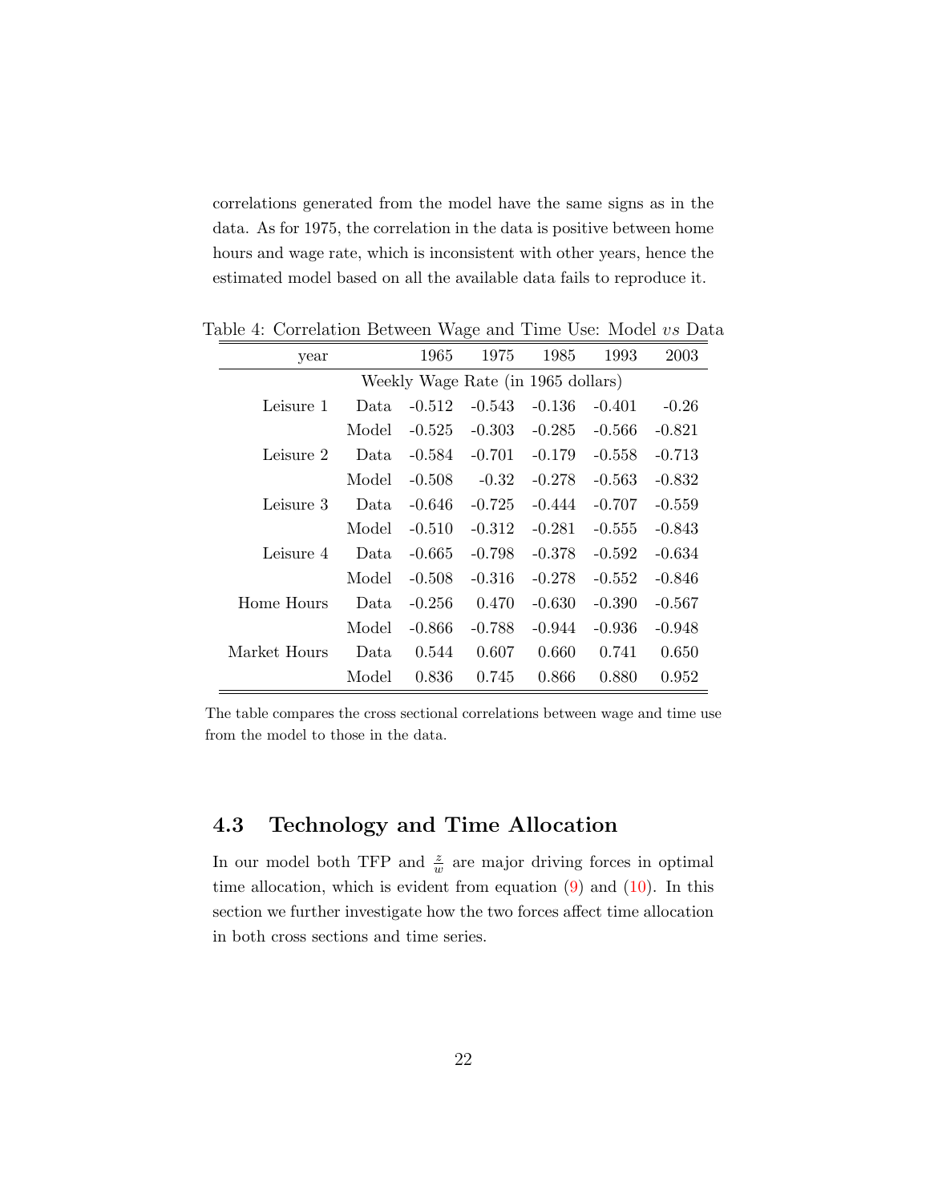correlations generated from the model have the same signs as in the data. As for 1975, the correlation in the data is positive between home hours and wage rate, which is inconsistent with other years, hence the estimated model based on all the available data fails to reproduce it.

Table 4: Correlation Between Wage and Time Use: Model *vs* Data

| year | | 1965 | 1975 | 1985 | 1993 | 2003 |
|---|---|---|---|---|---|---|
| Weekly Wage Rate (in 1965 dollars) | | | | | | |
| Leisure 1 | Data | -0.512 | -0.543 | -0.136 | -0.401 | -0.26 |
| | Model | -0.525 | -0.303 | -0.285 | -0.566 | -0.821 |
| Leisure 2 | Data | -0.584 | -0.701 | -0.179 | -0.558 | -0.713 |
| | Model | -0.508 | -0.32 | -0.278 | -0.563 | -0.832 |
| Leisure 3 | Data | -0.646 | -0.725 | -0.444 | -0.707 | -0.559 |
| | Model | -0.510 | -0.312 | -0.281 | -0.555 | -0.843 |
| Leisure 4 | Data | -0.665 | -0.798 | -0.378 | -0.592 | -0.634 |
| | Model | -0.508 | -0.316 | -0.278 | -0.552 | -0.846 |
| Home Hours | Data | -0.256 | 0.470 | -0.630 | -0.390 | -0.567 |
| | Model | -0.866 | -0.788 | -0.944 | -0.936 | -0.948 |
| Market Hours | Data | 0.544 | 0.607 | 0.660 | 0.741 | 0.650 |
| | Model | 0.836 | 0.745 | 0.866 | 0.880 | 0.952 |

The table compares the cross sectional correlations between wage and time use from the model to those in the data.

## 4.3 Technology and Time Allocation

In our model both TFP and $\frac{z}{w}$ are major driving forces in optimal time allocation, which is evident from equation (9) and (10). In this section we further investigate how the two forces affect time allocation in both cross sections and time series.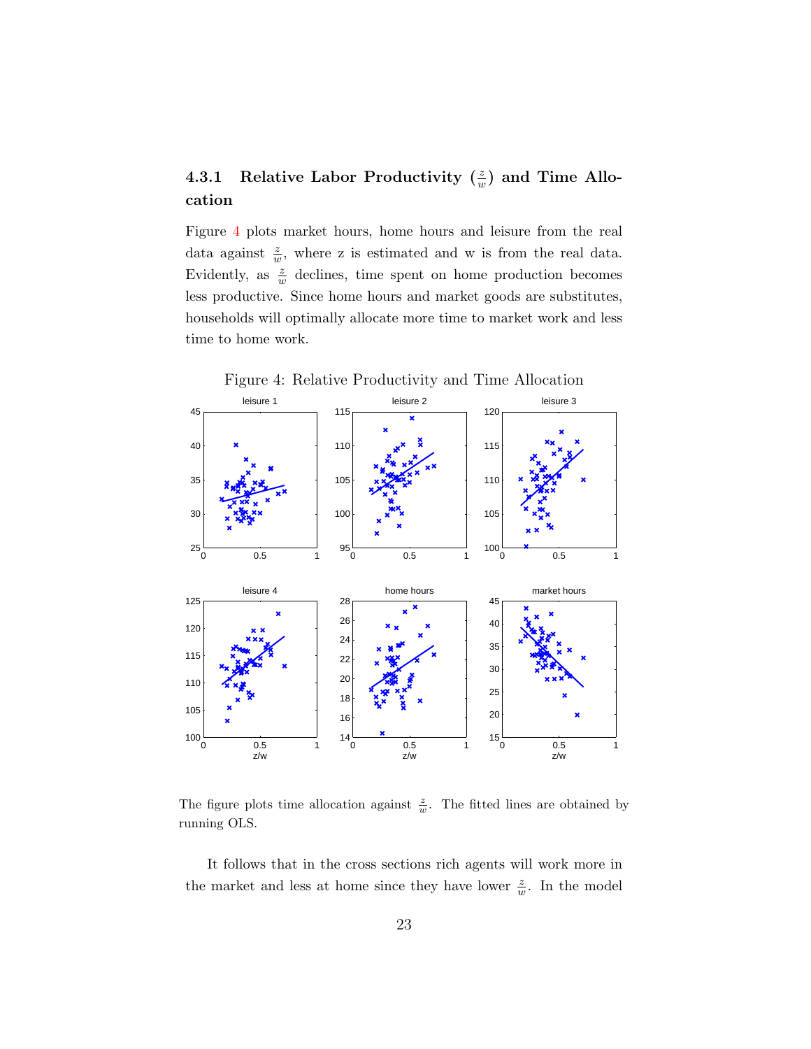### 4.3.1 Relative Labor Productivity ($\frac{z}{w}$) and Time Allocation

Figure 4 plots market hours, home hours and leisure from the real data against $\frac{z}{w}$, where z is estimated and w is from the real data. Evidently, as $\frac{z}{w}$ declines, time spent on home production becomes less productive. Since home hours and market goods are substitutes, households will optimally allocate more time to market work and less time to home work.

Figure 4: Relative Productivity and Time Allocation

The figure plots time allocation against $\frac{z}{w}$. The fitted lines are obtained by running OLS.

It follows that in the cross sections rich agents will work more in the market and less at home since they have lower $\frac{z}{w}$. In the model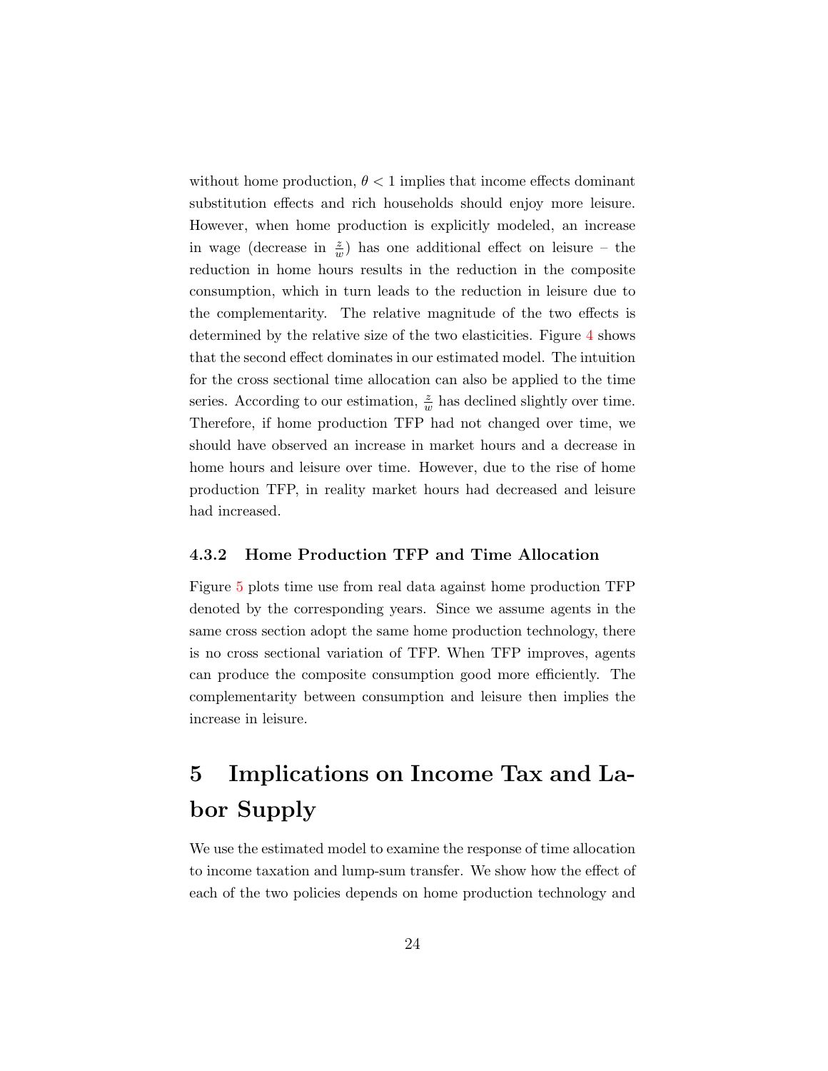without home production, $\theta < 1$ implies that income effects dominant substitution effects and rich households should enjoy more leisure. However, when home production is explicitly modeled, an increase in wage (decrease in $\frac{z}{w}$) has one additional effect on leisure – the reduction in home hours results in the reduction in the composite consumption, which in turn leads to the reduction in leisure due to the complementarity. The relative magnitude of the two effects is determined by the relative size of the two elasticities. Figure 4 shows that the second effect dominates in our estimated model. The intuition for the cross sectional time allocation can also be applied to the time series. According to our estimation, $\frac{z}{w}$ has declined slightly over time. Therefore, if home production TFP had not changed over time, we should have observed an increase in market hours and a decrease in home hours and leisure over time. However, due to the rise of home production TFP, in reality market hours had decreased and leisure had increased.

### 4.3.2 Home Production TFP and Time Allocation

Figure 5 plots time use from real data against home production TFP denoted by the corresponding years. Since we assume agents in the same cross section adopt the same home production technology, there is no cross sectional variation of TFP. When TFP improves, agents can produce the composite consumption good more efficiently. The complementarity between consumption and leisure then implies the increase in leisure.

# 5 Implications on Income Tax and Labor Supply

We use the estimated model to examine the response of time allocation to income taxation and lump-sum transfer. We show how the effect of each of the two policies depends on home production technology and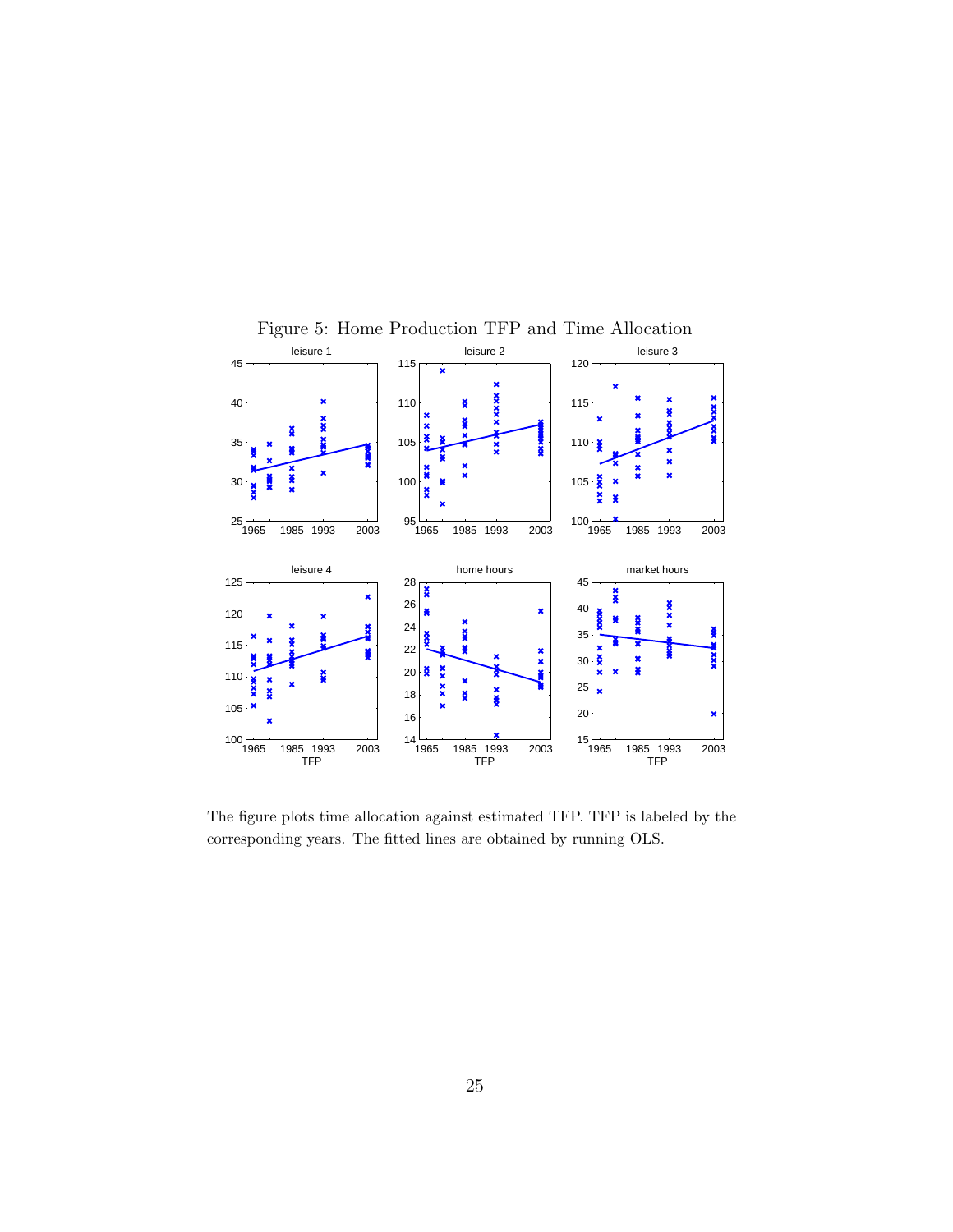Figure 5: Home Production TFP and Time Allocation

The figure plots time allocation against estimated TFP. TFP is labeled by the corresponding years. The fitted lines are obtained by running OLS.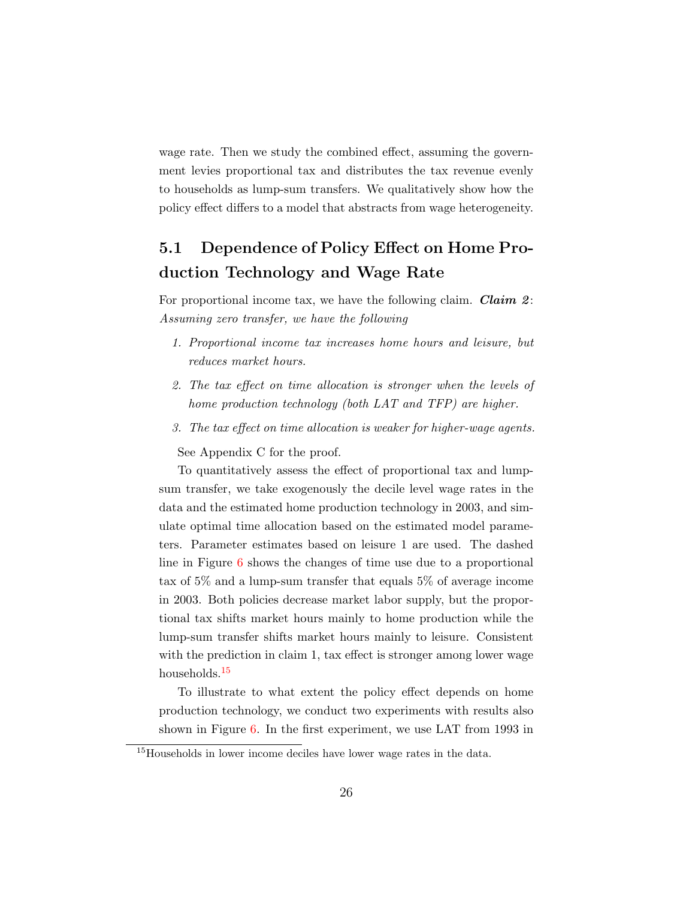wage rate. Then we study the combined effect, assuming the government levies proportional tax and distributes the tax revenue evenly to households as lump-sum transfers. We qualitatively show how the policy effect differs to a model that abstracts from wage heterogeneity.

## 5.1 Dependence of Policy Effect on Home Production Technology and Wage Rate

For proportional income tax, we have the following claim. ***Claim 2***: *Assuming zero transfer, we have the following*

1. *Proportional income tax increases home hours and leisure, but reduces market hours.*
2. *The tax effect on time allocation is stronger when the levels of home production technology (both LAT and TFP) are higher.*
3. *The tax effect on time allocation is weaker for higher-wage agents.*

See Appendix C for the proof.

To quantitatively assess the effect of proportional tax and lump-sum transfer, we take exogenously the decile level wage rates in the data and the estimated home production technology in 2003, and simulate optimal time allocation based on the estimated model parameters. Parameter estimates based on leisure 1 are used. The dashed line in Figure 6 shows the changes of time use due to a proportional tax of 5% and a lump-sum transfer that equals 5% of average income in 2003. Both policies decrease market labor supply, but the proportional tax shifts market hours mainly to home production while the lump-sum transfer shifts market hours mainly to leisure. Consistent with the prediction in claim 1, tax effect is stronger among lower wage households.[15]

To illustrate to what extent the policy effect depends on home production technology, we conduct two experiments with results also shown in Figure 6. In the first experiment, we use LAT from 1993 in

[15] Households in lower income deciles have lower wage rates in the data.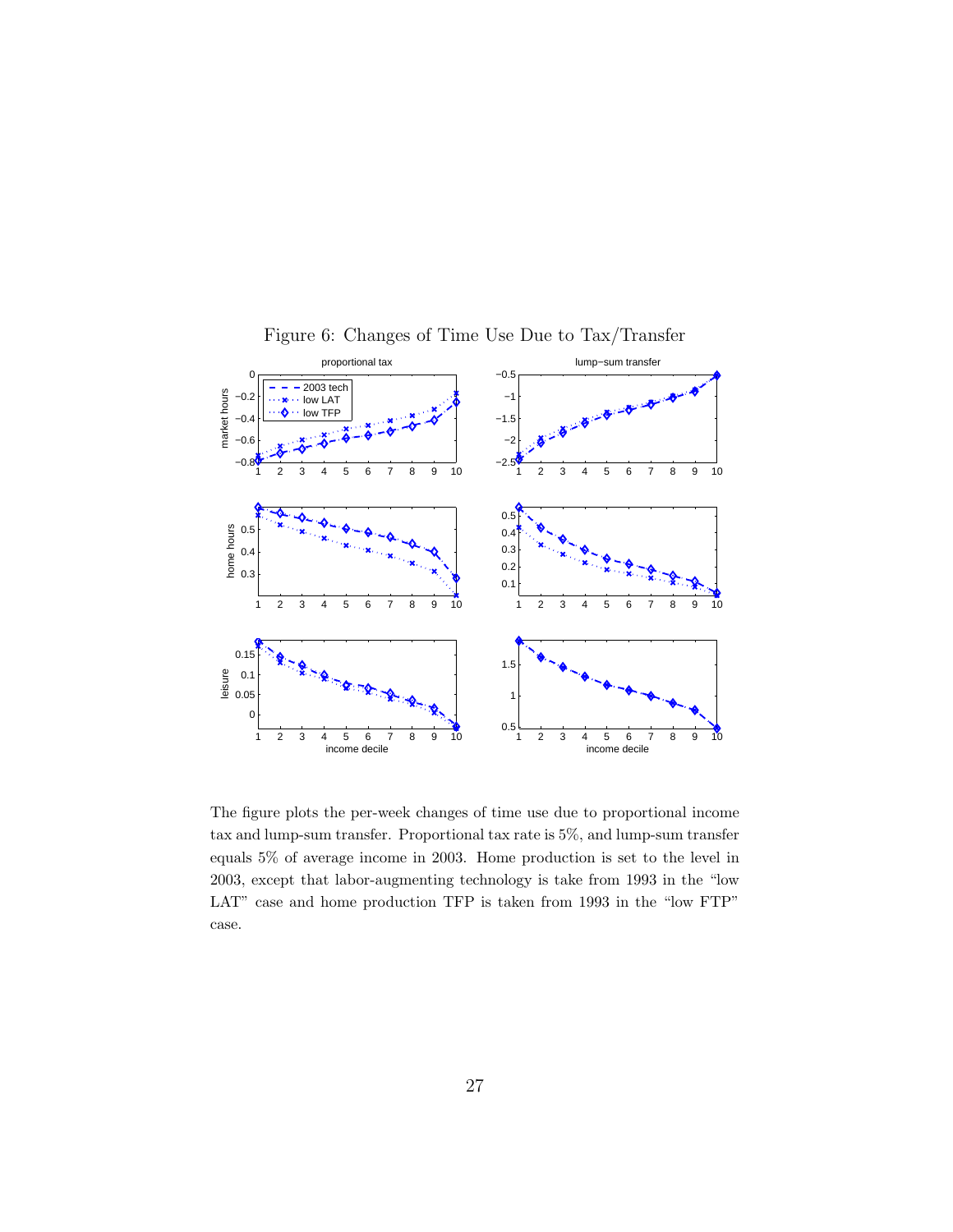Figure 6: Changes of Time Use Due to Tax/Transfer

The figure plots the per-week changes of time use due to proportional income tax and lump-sum transfer. Proportional tax rate is 5%, and lump-sum transfer equals 5% of average income in 2003. Home production is set to the level in 2003, except that labor-augmenting technology is take from 1993 in the "low LAT" case and home production TFP is taken from 1993 in the "low FTP" case.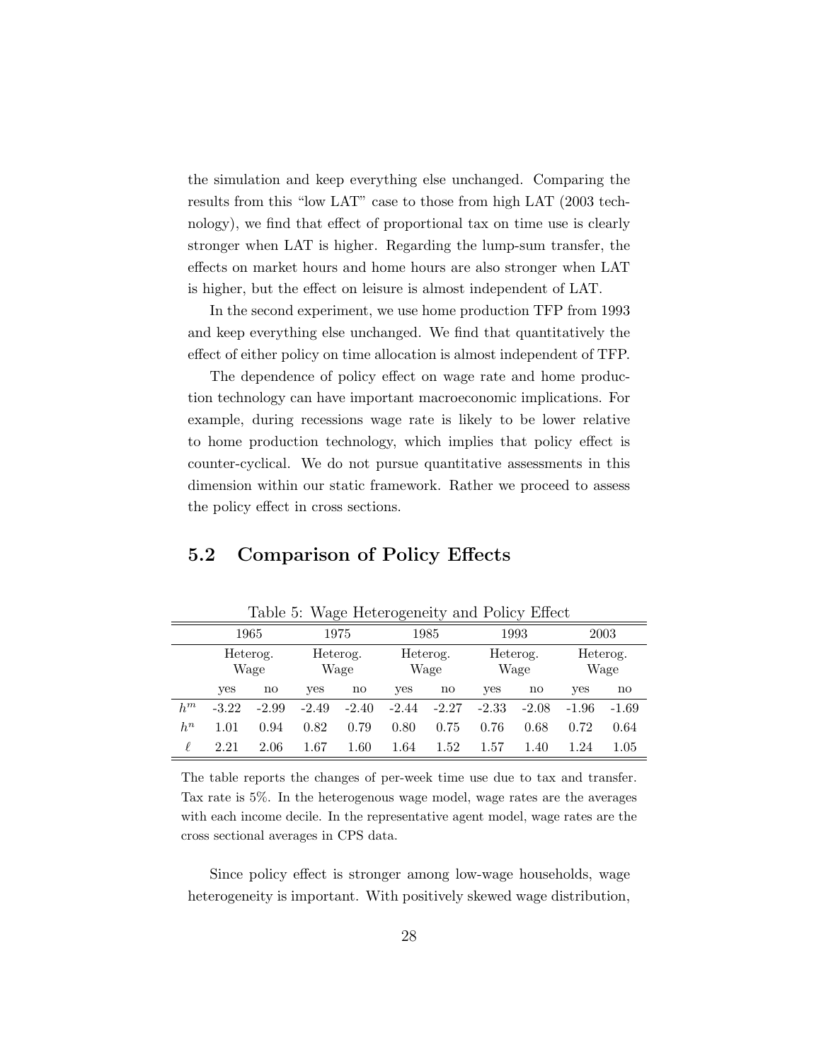the simulation and keep everything else unchanged. Comparing the results from this "low LAT" case to those from high LAT (2003 technology), we find that effect of proportional tax on time use is clearly stronger when LAT is higher. Regarding the lump-sum transfer, the effects on market hours and home hours are also stronger when LAT is higher, but the effect on leisure is almost independent of LAT.

In the second experiment, we use home production TFP from 1993 and keep everything else unchanged. We find that quantitatively the effect of either policy on time allocation is almost independent of TFP.

The dependence of policy effect on wage rate and home production technology can have important macroeconomic implications. For example, during recessions wage rate is likely to be lower relative to home production technology, which implies that policy effect is counter-cyclical. We do not pursue quantitative assessments in this dimension within our static framework. Rather we proceed to assess the policy effect in cross sections.

## 5.2 Comparison of Policy Effects

Table 5: Wage Heterogeneity and Policy Effect

| | 1965 | | 1975 | | 1985 | | 1993 | | 2003 | |
|---|---|---|---|---|---|---|---|---|---|---|
| | Heterog. Wage | | Heterog. Wage | | Heterog. Wage | | Heterog. Wage | | Heterog. Wage | |
| | yes | no | yes | no | yes | no | yes | no | yes | no |
| $h^m$ | -3.22 | -2.99 | -2.49 | -2.40 | -2.44 | -2.27 | -2.33 | -2.08 | -1.96 | -1.69 |
| $h^n$ | 1.01 | 0.94 | 0.82 | 0.79 | 0.80 | 0.75 | 0.76 | 0.68 | 0.72 | 0.64 |
| $\ell$ | 2.21 | 2.06 | 1.67 | 1.60 | 1.64 | 1.52 | 1.57 | 1.40 | 1.24 | 1.05 |

The table reports the changes of per-week time use due to tax and transfer. Tax rate is 5%. In the heterogenous wage model, wage rates are the averages with each income decile. In the representative agent model, wage rates are the cross sectional averages in CPS data.

Since policy effect is stronger among low-wage households, wage heterogeneity is important. With positively skewed wage distribution,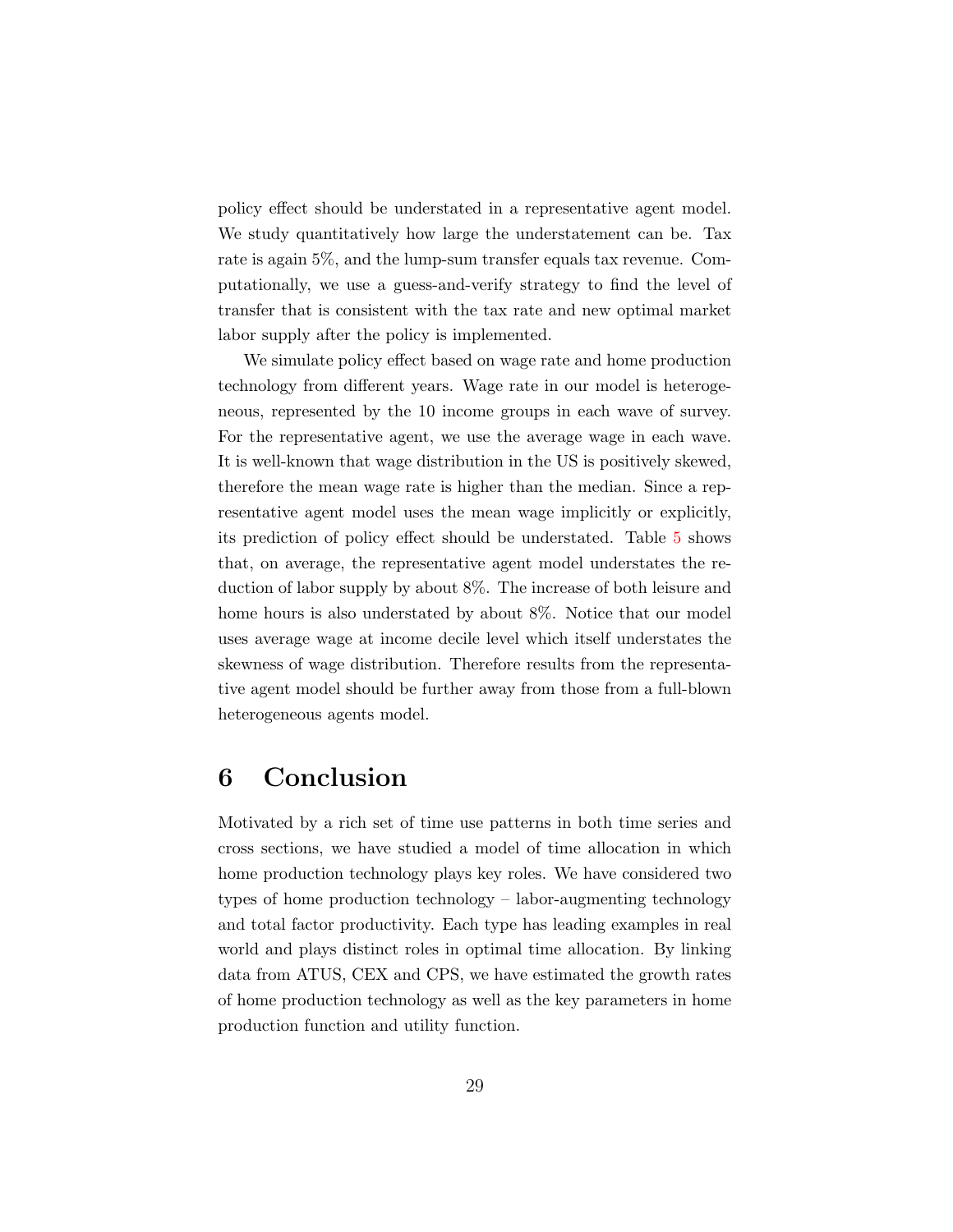policy effect should be understated in a representative agent model. We study quantitatively how large the understatement can be. Tax rate is again 5%, and the lump-sum transfer equals tax revenue. Computationally, we use a guess-and-verify strategy to find the level of transfer that is consistent with the tax rate and new optimal market labor supply after the policy is implemented.

We simulate policy effect based on wage rate and home production technology from different years. Wage rate in our model is heterogeneous, represented by the 10 income groups in each wave of survey. For the representative agent, we use the average wage in each wave. It is well-known that wage distribution in the US is positively skewed, therefore the mean wage rate is higher than the median. Since a representative agent model uses the mean wage implicitly or explicitly, its prediction of policy effect should be understated. Table 5 shows that, on average, the representative agent model understates the reduction of labor supply by about 8%. The increase of both leisure and home hours is also understated by about 8%. Notice that our model uses average wage at income decile level which itself understates the skewness of wage distribution. Therefore results from the representative agent model should be further away from those from a full-blown heterogeneous agents model.

# 6 Conclusion

Motivated by a rich set of time use patterns in both time series and cross sections, we have studied a model of time allocation in which home production technology plays key roles. We have considered two types of home production technology – labor-augmenting technology and total factor productivity. Each type has leading examples in real world and plays distinct roles in optimal time allocation. By linking data from ATUS, CEX and CPS, we have estimated the growth rates of home production technology as well as the key parameters in home production function and utility function.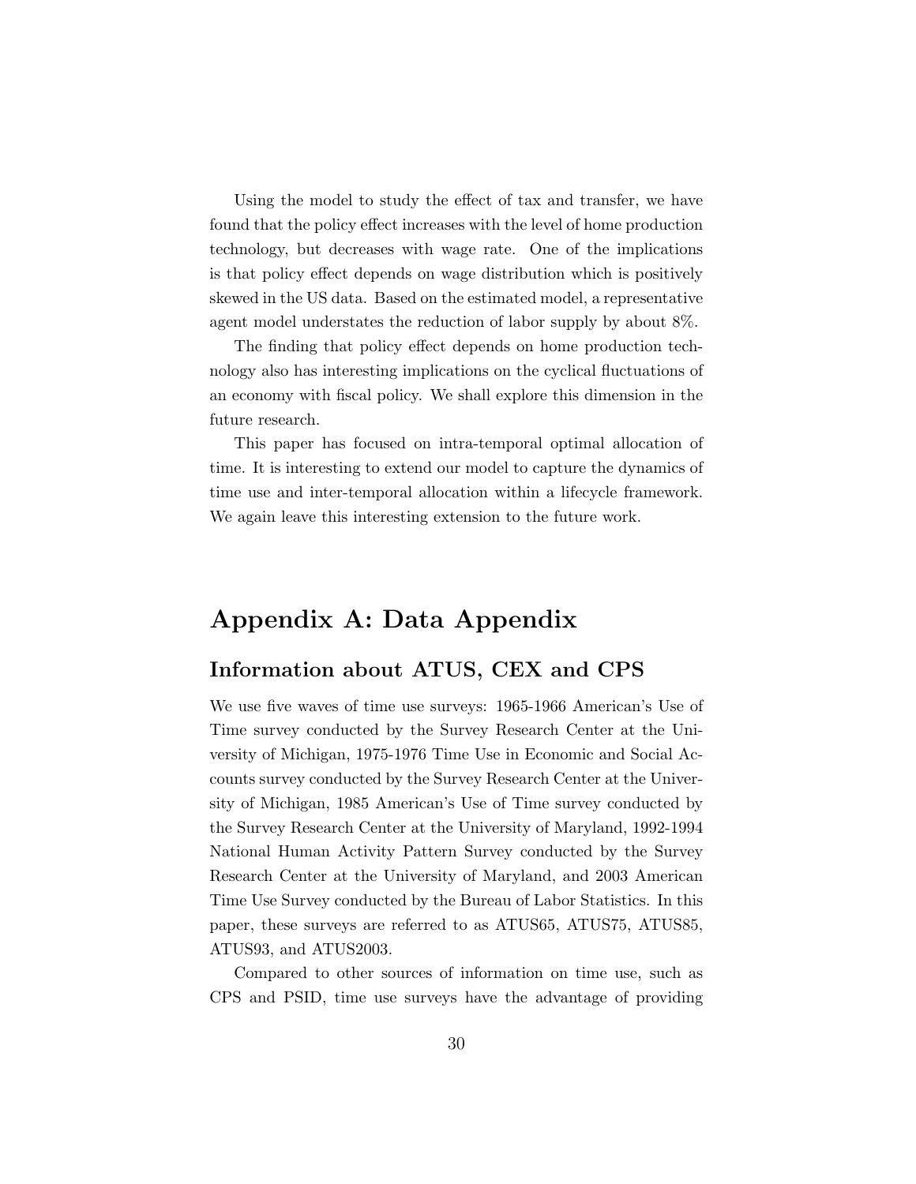Using the model to study the effect of tax and transfer, we have found that the policy effect increases with the level of home production technology, but decreases with wage rate. One of the implications is that policy effect depends on wage distribution which is positively skewed in the US data. Based on the estimated model, a representative agent model understates the reduction of labor supply by about 8%.

The finding that policy effect depends on home production technology also has interesting implications on the cyclical fluctuations of an economy with fiscal policy. We shall explore this dimension in the future research.

This paper has focused on intra-temporal optimal allocation of time. It is interesting to extend our model to capture the dynamics of time use and inter-temporal allocation within a lifecycle framework. We again leave this interesting extension to the future work.

# Appendix A: Data Appendix

## Information about ATUS, CEX and CPS

We use five waves of time use surveys: 1965-1966 American's Use of Time survey conducted by the Survey Research Center at the University of Michigan, 1975-1976 Time Use in Economic and Social Accounts survey conducted by the Survey Research Center at the University of Michigan, 1985 American's Use of Time survey conducted by the Survey Research Center at the University of Maryland, 1992-1994 National Human Activity Pattern Survey conducted by the Survey Research Center at the University of Maryland, and 2003 American Time Use Survey conducted by the Bureau of Labor Statistics. In this paper, these surveys are referred to as ATUS65, ATUS75, ATUS85, ATUS93, and ATUS2003.

Compared to other sources of information on time use, such as CPS and PSID, time use surveys have the advantage of providing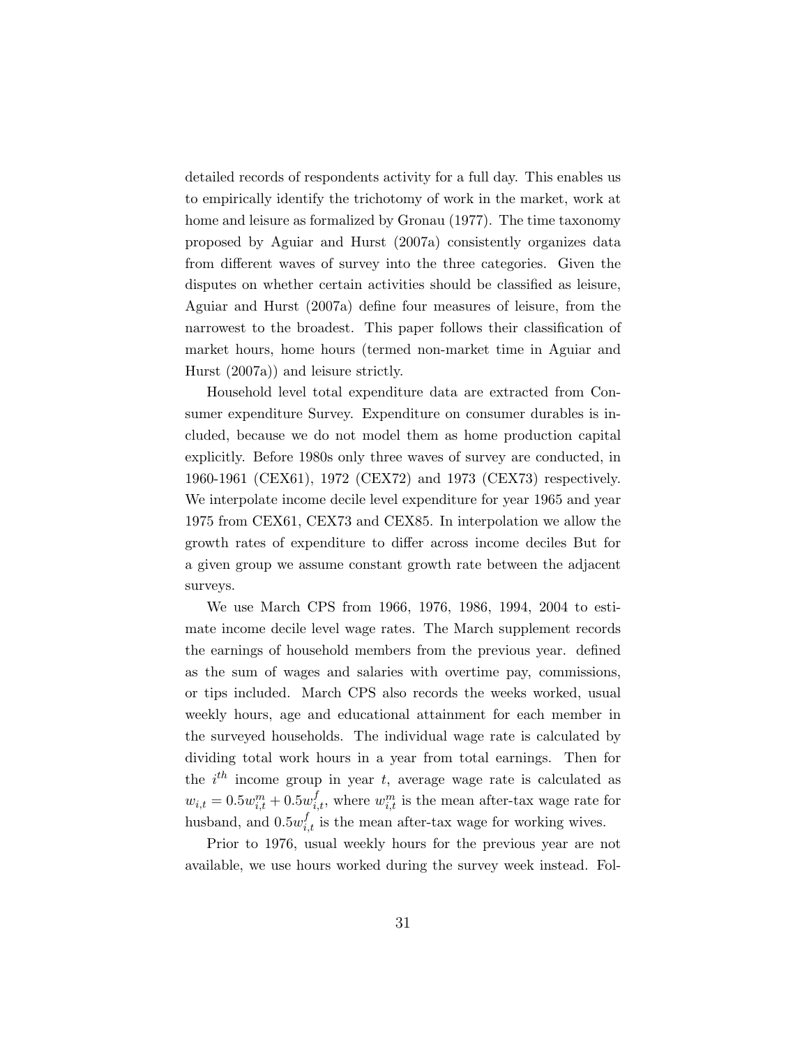detailed records of respondents activity for a full day. This enables us to empirically identify the trichotomy of work in the market, work at home and leisure as formalized by Gronau (1977). The time taxonomy proposed by Aguiar and Hurst (2007a) consistently organizes data from different waves of survey into the three categories. Given the disputes on whether certain activities should be classified as leisure, Aguiar and Hurst (2007a) define four measures of leisure, from the narrowest to the broadest. This paper follows their classification of market hours, home hours (termed non-market time in Aguiar and Hurst (2007a)) and leisure strictly.

Household level total expenditure data are extracted from Consumer expenditure Survey. Expenditure on consumer durables is included, because we do not model them as home production capital explicitly. Before 1980s only three waves of survey are conducted, in 1960-1961 (CEX61), 1972 (CEX72) and 1973 (CEX73) respectively. We interpolate income decile level expenditure for year 1965 and year 1975 from CEX61, CEX73 and CEX85. In interpolation we allow the growth rates of expenditure to differ across income deciles But for a given group we assume constant growth rate between the adjacent surveys.

We use March CPS from 1966, 1976, 1986, 1994, 2004 to estimate income decile level wage rates. The March supplement records the earnings of household members from the previous year. defined as the sum of wages and salaries with overtime pay, commissions, or tips included. March CPS also records the weeks worked, usual weekly hours, age and educational attainment for each member in the surveyed households. The individual wage rate is calculated by dividing total work hours in a year from total earnings. Then for the $i^{th}$ income group in year $t$, average wage rate is calculated as $w_{i,t} = 0.5w_{i,t}^m + 0.5w_{i,t}^f$, where $w_{i,t}^m$ is the mean after-tax wage rate for husband, and $0.5w_{i,t}^f$ is the mean after-tax wage for working wives.

Prior to 1976, usual weekly hours for the previous year are not available, we use hours worked during the survey week instead. Fol-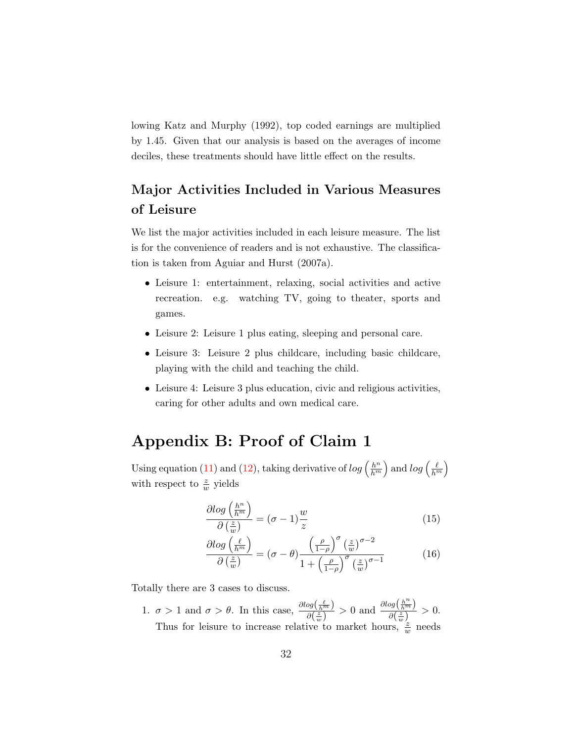lowing Katz and Murphy (1992), top coded earnings are multiplied by 1.45. Given that our analysis is based on the averages of income deciles, these treatments should have little effect on the results.

## Major Activities Included in Various Measures of Leisure

We list the major activities included in each leisure measure. The list is for the convenience of readers and is not exhaustive. The classification is taken from Aguiar and Hurst (2007a).

- Leisure 1: entertainment, relaxing, social activities and active recreation. e.g. watching TV, going to theater, sports and games.
- Leisure 2: Leisure 1 plus eating, sleeping and personal care.
- Leisure 3: Leisure 2 plus childcare, including basic childcare, playing with the child and teaching the child.
- Leisure 4: Leisure 3 plus education, civic and religious activities, caring for other adults and own medical care.

# Appendix B: Proof of Claim 1

Using equation (11) and (12), taking derivative of $log\left(\frac{h^n}{h^m}\right)$ and $log\left(\frac{\ell}{h^m}\right)$ with respect to $\frac{z}{w}$ yields

$$\frac{\partial log\left(\frac{h^n}{h^m}\right)}{\partial\left(\frac{z}{w}\right)} = (\sigma-1)\frac{w}{z} \tag{15}$$

$$\frac{\partial log\left(\frac{\ell}{h^m}\right)}{\partial\left(\frac{z}{w}\right)} = (\sigma-\theta)\frac{\left(\frac{\rho}{1-\rho}\right)^{\sigma}\left(\frac{z}{w}\right)^{\sigma-2}}{1+\left(\frac{\rho}{1-\rho}\right)^{\sigma}\left(\frac{z}{w}\right)^{\sigma-1}} \tag{16}$$

Totally there are 3 cases to discuss.

1. $\sigma > 1$ and $\sigma > \theta$. In this case, $\frac{\partial log\left(\frac{\ell}{h^m}\right)}{\partial\left(\frac{z}{w}\right)} > 0$ and $\frac{\partial log\left(\frac{h^n}{h^m}\right)}{\partial\left(\frac{z}{w}\right)} > 0$. Thus for leisure to increase relative to market hours, $\frac{z}{w}$ needs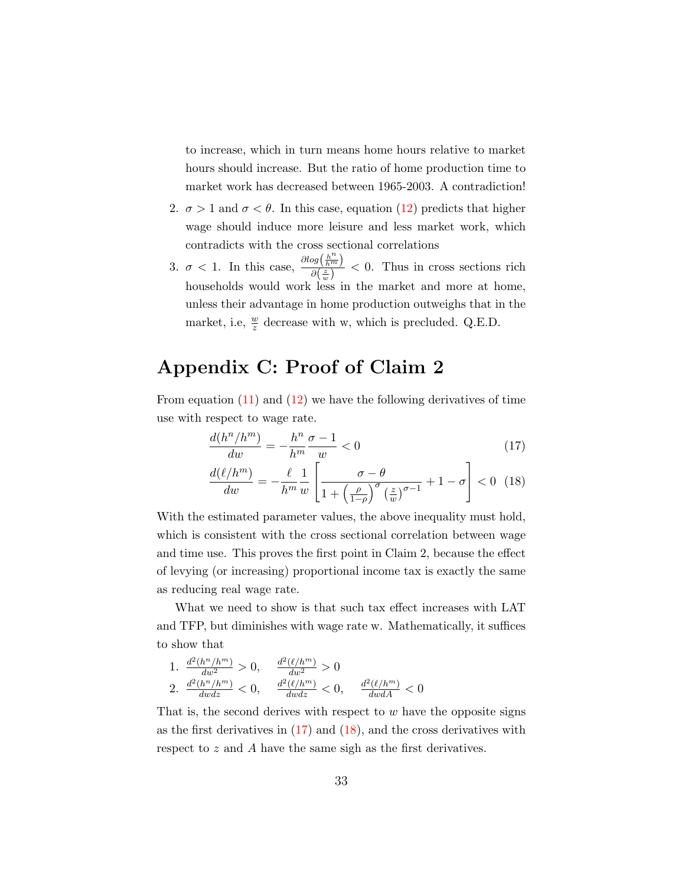to increase, which in turn means home hours relative to market hours should increase. But the ratio of home production time to market work has decreased between 1965-2003. A contradiction!

2. $\sigma > 1$ and $\sigma < \theta$. In this case, equation (12) predicts that higher wage should induce more leisure and less market work, which contradicts with the cross sectional correlations

3. $\sigma < 1$. In this case, $\frac{\partial log\left(\frac{h^n}{h^m}\right)}{\partial\left(\frac{z}{w}\right)} < 0$. Thus in cross sections rich households would work less in the market and more at home, unless their advantage in home production outweighs that in the market, i.e, $\frac{w}{z}$ decrease with w, which is precluded. Q.E.D.

# Appendix C: Proof of Claim 2

From equation (11) and (12) we have the following derivatives of time use with respect to wage rate.

$$\frac{d(h^n/h^m)}{dw} = -\frac{h^n}{h^m}\frac{\sigma - 1}{w} < 0 \tag{17}$$

$$\frac{d(\ell/h^m)}{dw} = -\frac{\ell}{h^m}\frac{1}{w}\left[\frac{\sigma - \theta}{1 + \left(\frac{\rho}{1-\rho}\right)^{\sigma}\left(\frac{z}{w}\right)^{\sigma-1}} + 1 - \sigma\right] < 0 \tag{18}$$

With the estimated parameter values, the above inequality must hold, which is consistent with the cross sectional correlation between wage and time use. This proves the first point in Claim 2, because the effect of levying (or increasing) proportional income tax is exactly the same as reducing real wage rate.

What we need to show is that such tax effect increases with LAT and TFP, but diminishes with wage rate w. Mathematically, it suffices to show that

1. $\frac{d^2(h^n/h^m)}{dw^2} > 0, \quad \frac{d^2(\ell/h^m)}{dw^2} > 0$
2. $\frac{d^2(h^n/h^m)}{dwdz} < 0, \quad \frac{d^2(\ell/h^m)}{dwdz} < 0, \quad \frac{d^2(\ell/h^m)}{dwdA} < 0$

That is, the second derives with respect to $w$ have the opposite signs as the first derivatives in (17) and (18), and the cross derivatives with respect to $z$ and $A$ have the same sigh as the first derivatives.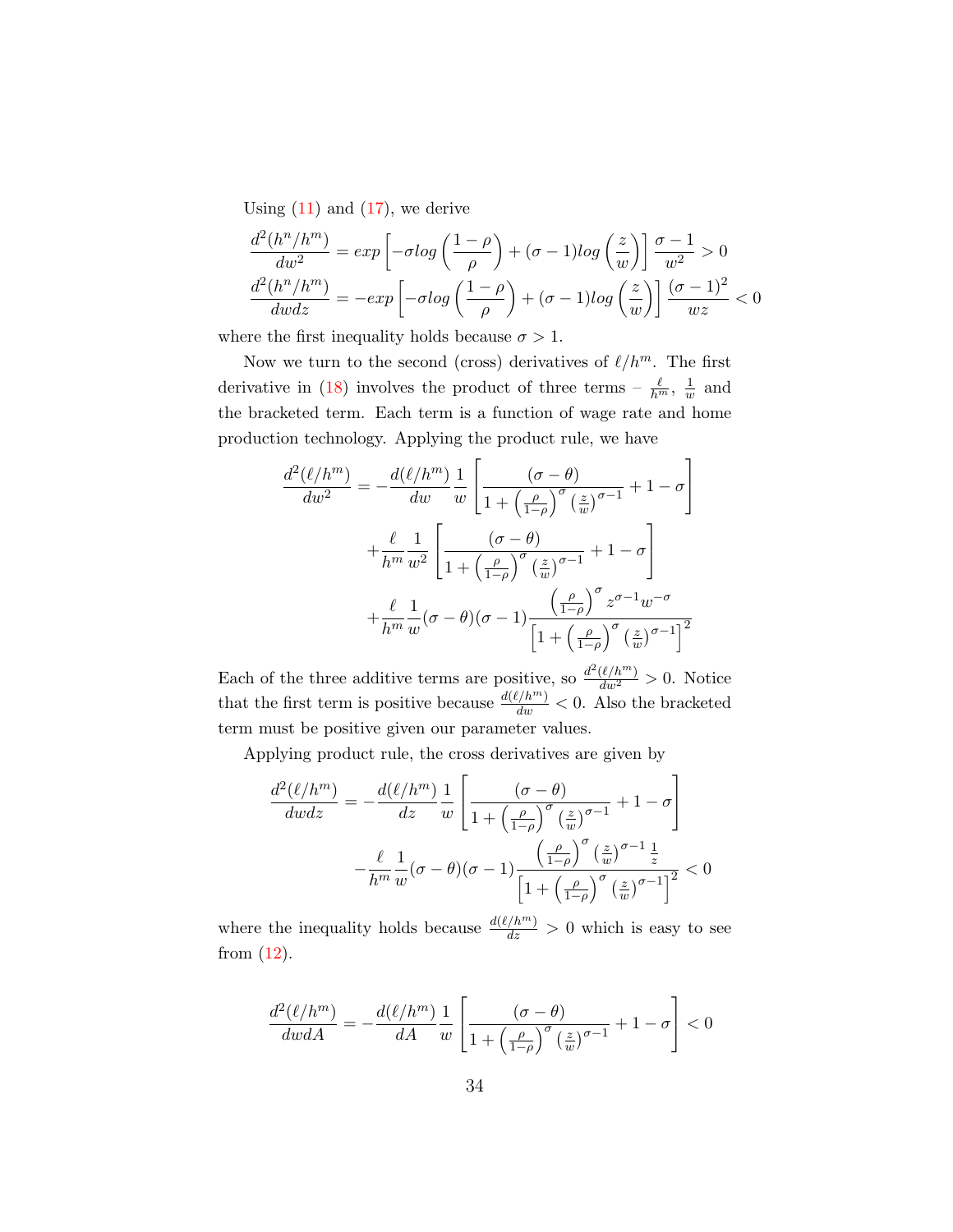Using (11) and (17), we derive

$$\frac{d^2(h^n/h^m)}{dw^2} = exp\left[-\sigma log\left(\frac{1-\rho}{\rho}\right) + (\sigma-1)log\left(\frac{z}{w}\right)\right]\frac{\sigma-1}{w^2} > 0$$

$$\frac{d^2(h^n/h^m)}{dwdz} = -exp\left[-\sigma log\left(\frac{1-\rho}{\rho}\right) + (\sigma-1)log\left(\frac{z}{w}\right)\right]\frac{(\sigma-1)^2}{wz} < 0$$

where the first inequality holds because $\sigma > 1$.

Now we turn to the second (cross) derivatives of $\ell/h^m$. The first derivative in (18) involves the product of three terms – $\frac{\ell}{h^m}$, $\frac{1}{w}$ and the bracketed term. Each term is a function of wage rate and home production technology. Applying the product rule, we have

$$\begin{aligned}
\frac{d^2(\ell/h^m)}{dw^2} = &-\frac{d(\ell/h^m)}{dw}\frac{1}{w}\left[\frac{(\sigma-\theta)}{1+\left(\frac{\rho}{1-\rho}\right)^{\sigma}\left(\frac{z}{w}\right)^{\sigma-1}} + 1 - \sigma\right] \\
&+\frac{\ell}{h^m}\frac{1}{w^2}\left[\frac{(\sigma-\theta)}{1+\left(\frac{\rho}{1-\rho}\right)^{\sigma}\left(\frac{z}{w}\right)^{\sigma-1}} + 1 - \sigma\right] \\
&+\frac{\ell}{h^m}\frac{1}{w}(\sigma-\theta)(\sigma-1)\frac{\left(\frac{\rho}{1-\rho}\right)^{\sigma} z^{\sigma-1}w^{-\sigma}}{\left[1+\left(\frac{\rho}{1-\rho}\right)^{\sigma}\left(\frac{z}{w}\right)^{\sigma-1}\right]^2}
\end{aligned}$$

Each of the three additive terms are positive, so $\frac{d^2(\ell/h^m)}{dw^2} > 0$. Notice that the first term is positive because $\frac{d(\ell/h^m)}{dw} < 0$. Also the bracketed term must be positive given our parameter values.

Applying product rule, the cross derivatives are given by

$$\begin{aligned}
\frac{d^2(\ell/h^m)}{dwdz} = &-\frac{d(\ell/h^m)}{dz}\frac{1}{w}\left[\frac{(\sigma-\theta)}{1+\left(\frac{\rho}{1-\rho}\right)^{\sigma}\left(\frac{z}{w}\right)^{\sigma-1}} + 1 - \sigma\right] \\
&-\frac{\ell}{h^m}\frac{1}{w}(\sigma-\theta)(\sigma-1)\frac{\left(\frac{\rho}{1-\rho}\right)^{\sigma}\left(\frac{z}{w}\right)^{\sigma-1}\frac{1}{z}}{\left[1+\left(\frac{\rho}{1-\rho}\right)^{\sigma}\left(\frac{z}{w}\right)^{\sigma-1}\right]^2} < 0
\end{aligned}$$

where the inequality holds because $\frac{d(\ell/h^m)}{dz} > 0$ which is easy to see from (12).

$$\frac{d^2(\ell/h^m)}{dwdA} = -\frac{d(\ell/h^m)}{dA}\frac{1}{w}\left[\frac{(\sigma-\theta)}{1+\left(\frac{\rho}{1-\rho}\right)^{\sigma}\left(\frac{z}{w}\right)^{\sigma-1}} + 1 - \sigma\right] < 0$$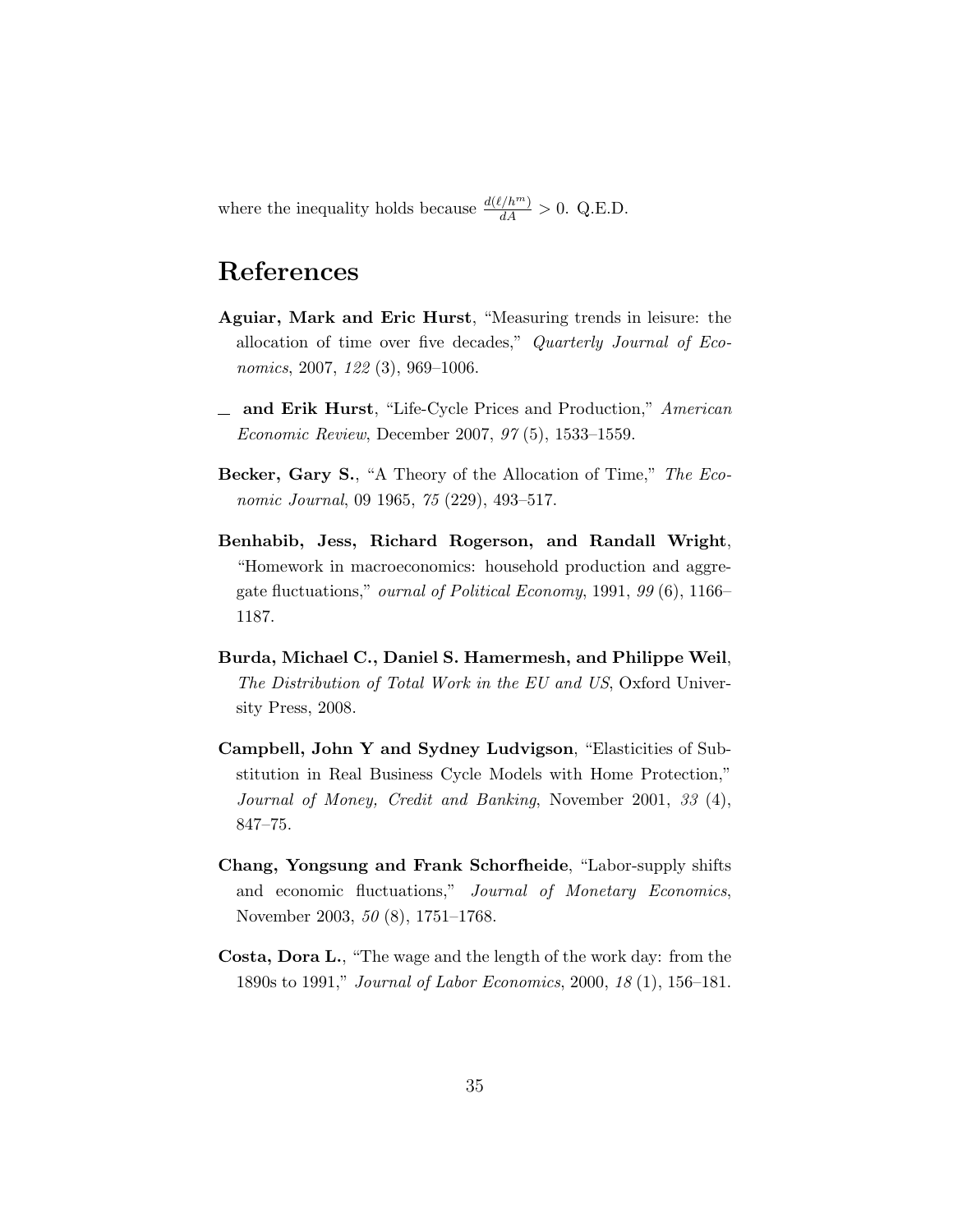where the inequality holds because $\frac{d(\ell/h^m)}{dA} > 0$. Q.E.D.

# References

**Aguiar, Mark and Eric Hurst**, "Measuring trends in leisure: the allocation of time over five decades," *Quarterly Journal of Economics*, 2007, *122* (3), 969–1006.

\_ **and Erik Hurst**, "Life-Cycle Prices and Production," *American Economic Review*, December 2007, *97* (5), 1533–1559.

**Becker, Gary S.**, "A Theory of the Allocation of Time," *The Economic Journal*, 09 1965, *75* (229), 493–517.

**Benhabib, Jess, Richard Rogerson, and Randall Wright**, "Homework in macroeconomics: household production and aggregate fluctuations," *ournal of Political Economy*, 1991, *99* (6), 1166–1187.

**Burda, Michael C., Daniel S. Hamermesh, and Philippe Weil**, *The Distribution of Total Work in the EU and US*, Oxford University Press, 2008.

**Campbell, John Y and Sydney Ludvigson**, "Elasticities of Substitution in Real Business Cycle Models with Home Protection," *Journal of Money, Credit and Banking*, November 2001, *33* (4), 847–75.

**Chang, Yongsung and Frank Schorfheide**, "Labor-supply shifts and economic fluctuations," *Journal of Monetary Economics*, November 2003, *50* (8), 1751–1768.

**Costa, Dora L.**, "The wage and the length of the work day: from the 1890s to 1991," *Journal of Labor Economics*, 2000, *18* (1), 156–181.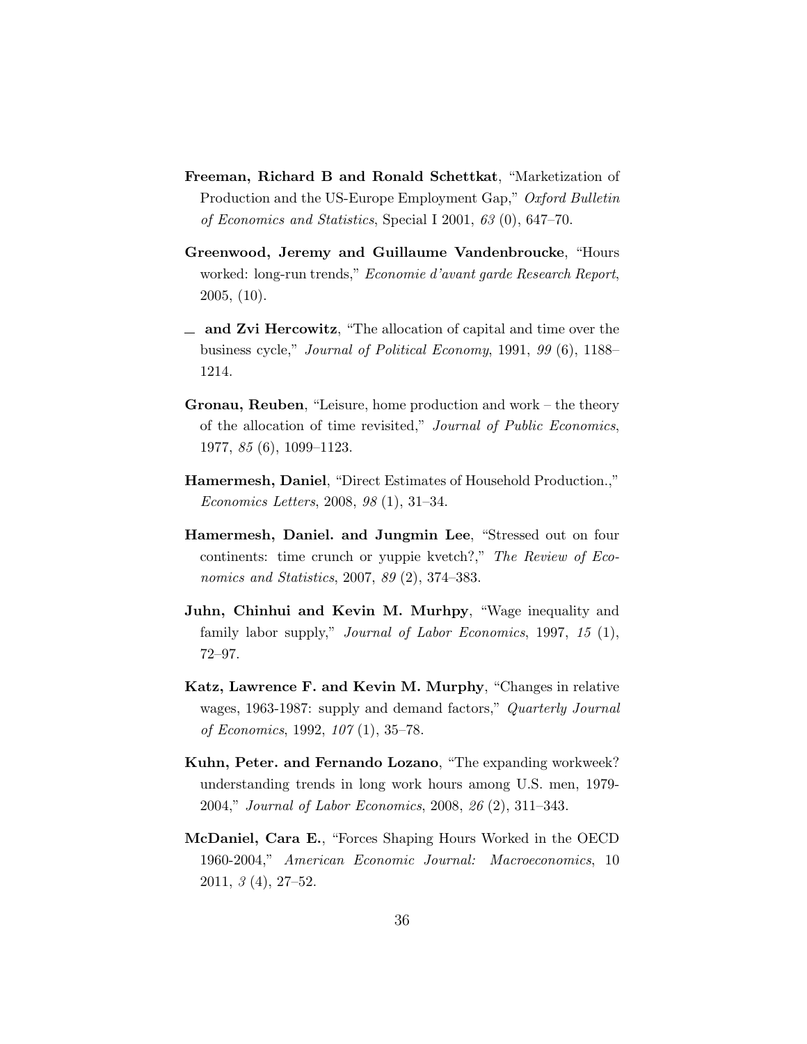**Freeman, Richard B and Ronald Schettkat**, "Marketization of Production and the US-Europe Employment Gap," *Oxford Bulletin of Economics and Statistics*, Special I 2001, *63* (0), 647–70.

**Greenwood, Jeremy and Guillaume Vandenbroucke**, "Hours worked: long-run trends," *Economie d'avant garde Research Report*, 2005, (10).

**\_ and Zvi Hercowitz**, "The allocation of capital and time over the business cycle," *Journal of Political Economy*, 1991, *99* (6), 1188–1214.

**Gronau, Reuben**, "Leisure, home production and work – the theory of the allocation of time revisited," *Journal of Public Economics*, 1977, *85* (6), 1099–1123.

**Hamermesh, Daniel**, "Direct Estimates of Household Production.," *Economics Letters*, 2008, *98* (1), 31–34.

**Hamermesh, Daniel. and Jungmin Lee**, "Stressed out on four continents: time crunch or yuppie kvetch?," *The Review of Economics and Statistics*, 2007, *89* (2), 374–383.

**Juhn, Chinhui and Kevin M. Murhpy**, "Wage inequality and family labor supply," *Journal of Labor Economics*, 1997, *15* (1), 72–97.

**Katz, Lawrence F. and Kevin M. Murphy**, "Changes in relative wages, 1963-1987: supply and demand factors," *Quarterly Journal of Economics*, 1992, *107* (1), 35–78.

**Kuhn, Peter. and Fernando Lozano**, "The expanding workweek? understanding trends in long work hours among U.S. men, 1979-2004," *Journal of Labor Economics*, 2008, *26* (2), 311–343.

**McDaniel, Cara E.**, "Forces Shaping Hours Worked in the OECD 1960-2004," *American Economic Journal: Macroeconomics*, 10 2011, *3* (4), 27–52.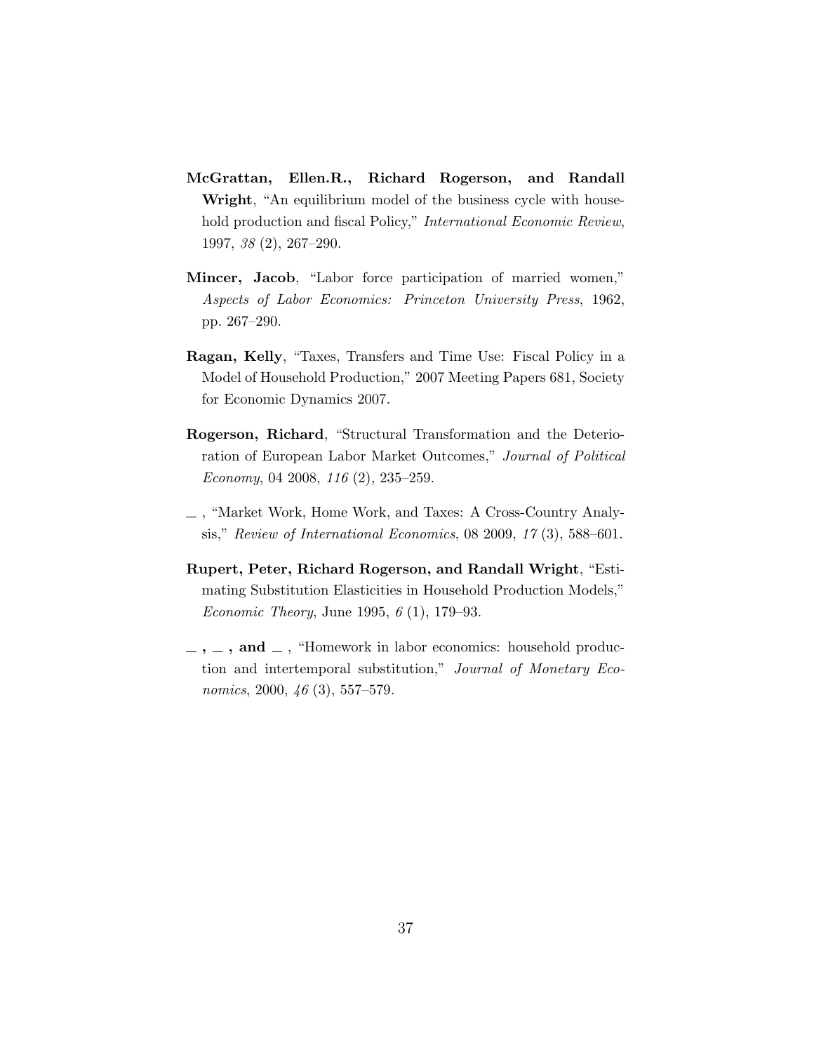**McGrattan, Ellen.R., Richard Rogerson, and Randall Wright**, "An equilibrium model of the business cycle with household production and fiscal Policy," *International Economic Review*, 1997, *38* (2), 267–290.

**Mincer, Jacob**, "Labor force participation of married women," *Aspects of Labor Economics: Princeton University Press*, 1962, pp. 267–290.

**Ragan, Kelly**, "Taxes, Transfers and Time Use: Fiscal Policy in a Model of Household Production," 2007 Meeting Papers 681, Society for Economic Dynamics 2007.

**Rogerson, Richard**, "Structural Transformation and the Deterioration of European Labor Market Outcomes," *Journal of Political Economy*, 04 2008, *116* (2), 235–259.

**\_** , "Market Work, Home Work, and Taxes: A Cross-Country Analysis," *Review of International Economics*, 08 2009, *17* (3), 588–601.

**Rupert, Peter, Richard Rogerson, and Randall Wright**, "Estimating Substitution Elasticities in Household Production Models," *Economic Theory*, June 1995, *6* (1), 179–93.

**\_ , \_ , and \_** , "Homework in labor economics: household production and intertemporal substitution," *Journal of Monetary Economics*, 2000, *46* (3), 557–579.